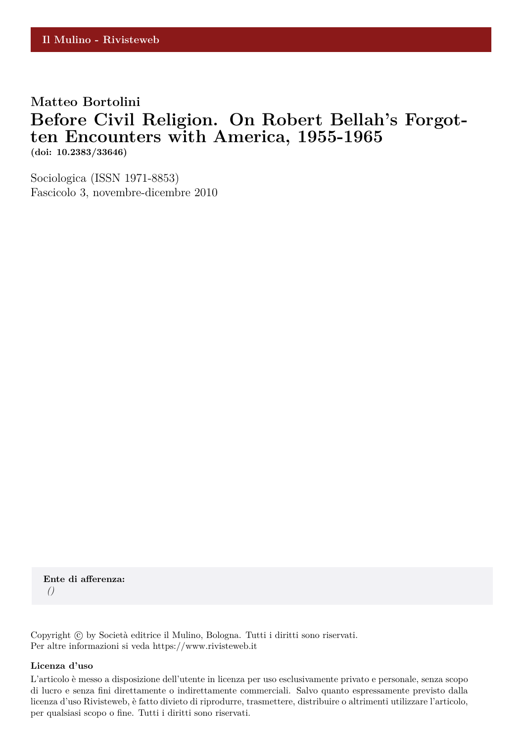Il Mulino - Rivisteweb

**Matteo Bortolini**

# Before Civil Religion. On Robert Bellah's Forgotten Encounters with America, 1955-1965

**(doi: 10.2383/33646)**

Sociologica (ISSN 1971-8853)
Fascicolo 3, novembre-dicembre 2010

**Ente di afferenza:**
*()*

Copyright © by Società editrice il Mulino, Bologna. Tutti i diritti sono riservati.
Per altre informazioni si veda https://www.rivisteweb.it

**Licenza d'uso**

L'articolo è messo a disposizione dell'utente in licenza per uso esclusivamente privato e personale, senza scopo di lucro e senza fini direttamente o indirettamente commerciali. Salvo quanto espressamente previsto dalla licenza d'uso Rivisteweb, è fatto divieto di riprodurre, trasmettere, distribuire o altrimenti utilizzare l'articolo, per qualsiasi scopo o fine. Tutti i diritti sono riservati.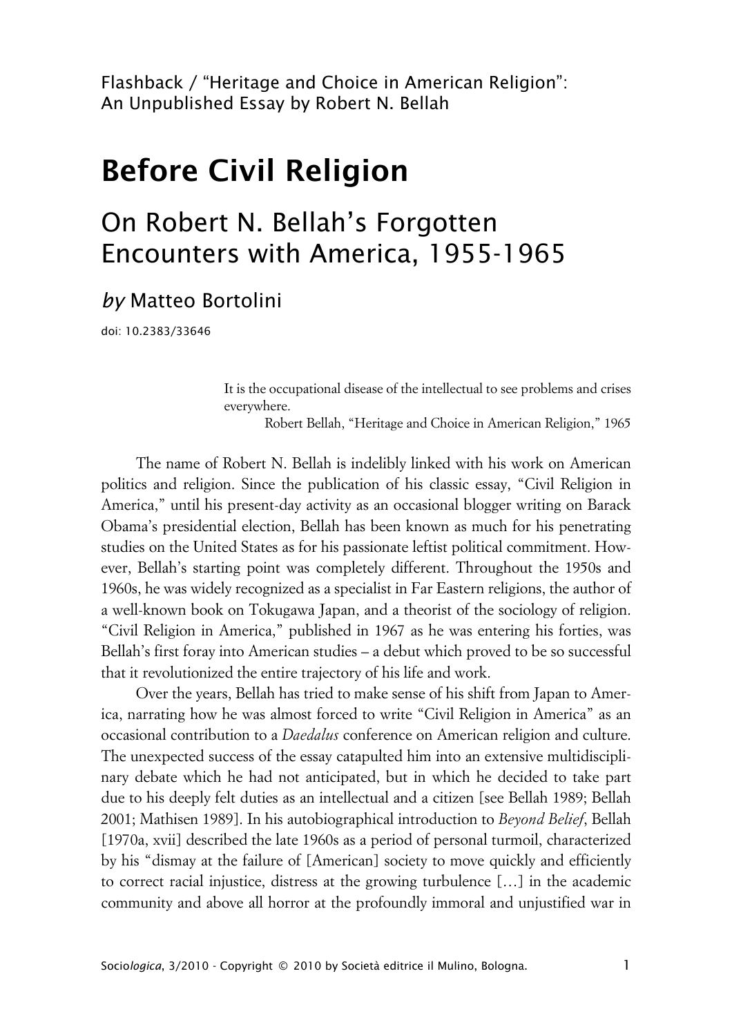Flashback / "Heritage and Choice in American Religion": An Unpublished Essay by Robert N. Bellah

# Before Civil Religion

## On Robert N. Bellah's Forgotten Encounters with America, 1955-1965

*by* Matteo Bortolini

doi: 10.2383/33646

> It is the occupational disease of the intellectual to see problems and crises everywhere.
>
> Robert Bellah, "Heritage and Choice in American Religion," 1965

The name of Robert N. Bellah is indelibly linked with his work on American politics and religion. Since the publication of his classic essay, "Civil Religion in America," until his present-day activity as an occasional blogger writing on Barack Obama's presidential election, Bellah has been known as much for his penetrating studies on the United States as for his passionate leftist political commitment. However, Bellah's starting point was completely different. Throughout the 1950s and 1960s, he was widely recognized as a specialist in Far Eastern religions, the author of a well-known book on Tokugawa Japan, and a theorist of the sociology of religion. "Civil Religion in America," published in 1967 as he was entering his forties, was Bellah's first foray into American studies – a debut which proved to be so successful that it revolutionized the entire trajectory of his life and work.

Over the years, Bellah has tried to make sense of his shift from Japan to America, narrating how he was almost forced to write "Civil Religion in America" as an occasional contribution to a *Daedalus* conference on American religion and culture. The unexpected success of the essay catapulted him into an extensive multidisciplinary debate which he had not anticipated, but in which he decided to take part due to his deeply felt duties as an intellectual and a citizen [see Bellah 1989; Bellah 2001; Mathisen 1989]. In his autobiographical introduction to *Beyond Belief*, Bellah [1970a, xvii] described the late 1960s as a period of personal turmoil, characterized by his "dismay at the failure of [American] society to move quickly and efficiently to correct racial injustice, distress at the growing turbulence [...] in the academic community and above all horror at the profoundly immoral and unjustified war in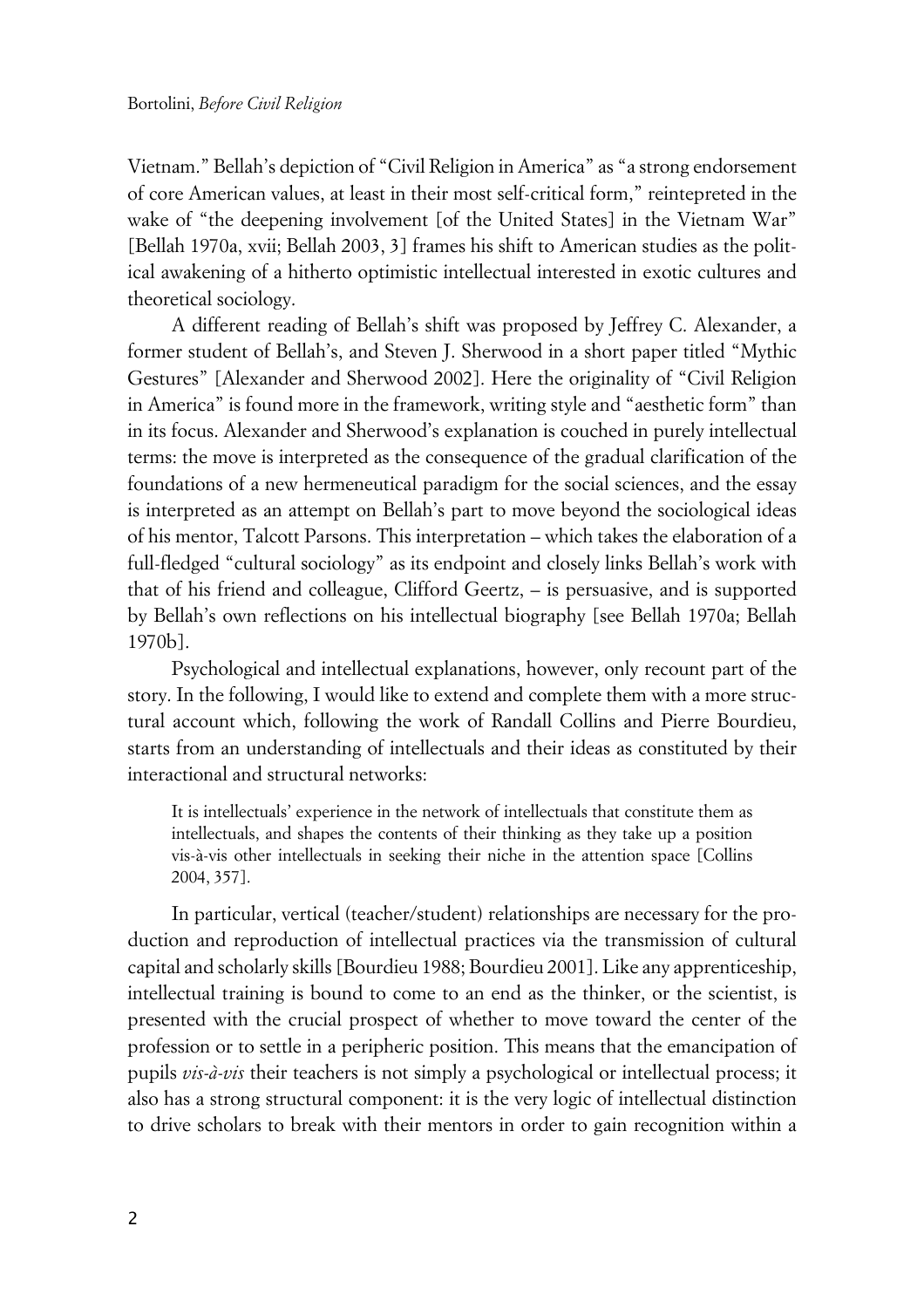Vietnam." Bellah's depiction of "Civil Religion in America" as "a strong endorsement of core American values, at least in their most self-critical form," reintepreted in the wake of "the deepening involvement [of the United States] in the Vietnam War" [Bellah 1970a, xvii; Bellah 2003, 3] frames his shift to American studies as the political awakening of a hitherto optimistic intellectual interested in exotic cultures and theoretical sociology.

A different reading of Bellah's shift was proposed by Jeffrey C. Alexander, a former student of Bellah's, and Steven J. Sherwood in a short paper titled "Mythic Gestures" [Alexander and Sherwood 2002]. Here the originality of "Civil Religion in America" is found more in the framework, writing style and "aesthetic form" than in its focus. Alexander and Sherwood's explanation is couched in purely intellectual terms: the move is interpreted as the consequence of the gradual clarification of the foundations of a new hermeneutical paradigm for the social sciences, and the essay is interpreted as an attempt on Bellah's part to move beyond the sociological ideas of his mentor, Talcott Parsons. This interpretation – which takes the elaboration of a full-fledged "cultural sociology" as its endpoint and closely links Bellah's work with that of his friend and colleague, Clifford Geertz, – is persuasive, and is supported by Bellah's own reflections on his intellectual biography [see Bellah 1970a; Bellah 1970b].

Psychological and intellectual explanations, however, only recount part of the story. In the following, I would like to extend and complete them with a more structural account which, following the work of Randall Collins and Pierre Bourdieu, starts from an understanding of intellectuals and their ideas as constituted by their interactional and structural networks:

> It is intellectuals' experience in the network of intellectuals that constitute them as intellectuals, and shapes the contents of their thinking as they take up a position vis-à-vis other intellectuals in seeking their niche in the attention space [Collins 2004, 357].

In particular, vertical (teacher/student) relationships are necessary for the production and reproduction of intellectual practices via the transmission of cultural capital and scholarly skills [Bourdieu 1988; Bourdieu 2001]. Like any apprenticeship, intellectual training is bound to come to an end as the thinker, or the scientist, is presented with the crucial prospect of whether to move toward the center of the profession or to settle in a peripheric position. This means that the emancipation of pupils *vis-à-vis* their teachers is not simply a psychological or intellectual process; it also has a strong structural component: it is the very logic of intellectual distinction to drive scholars to break with their mentors in order to gain recognition within a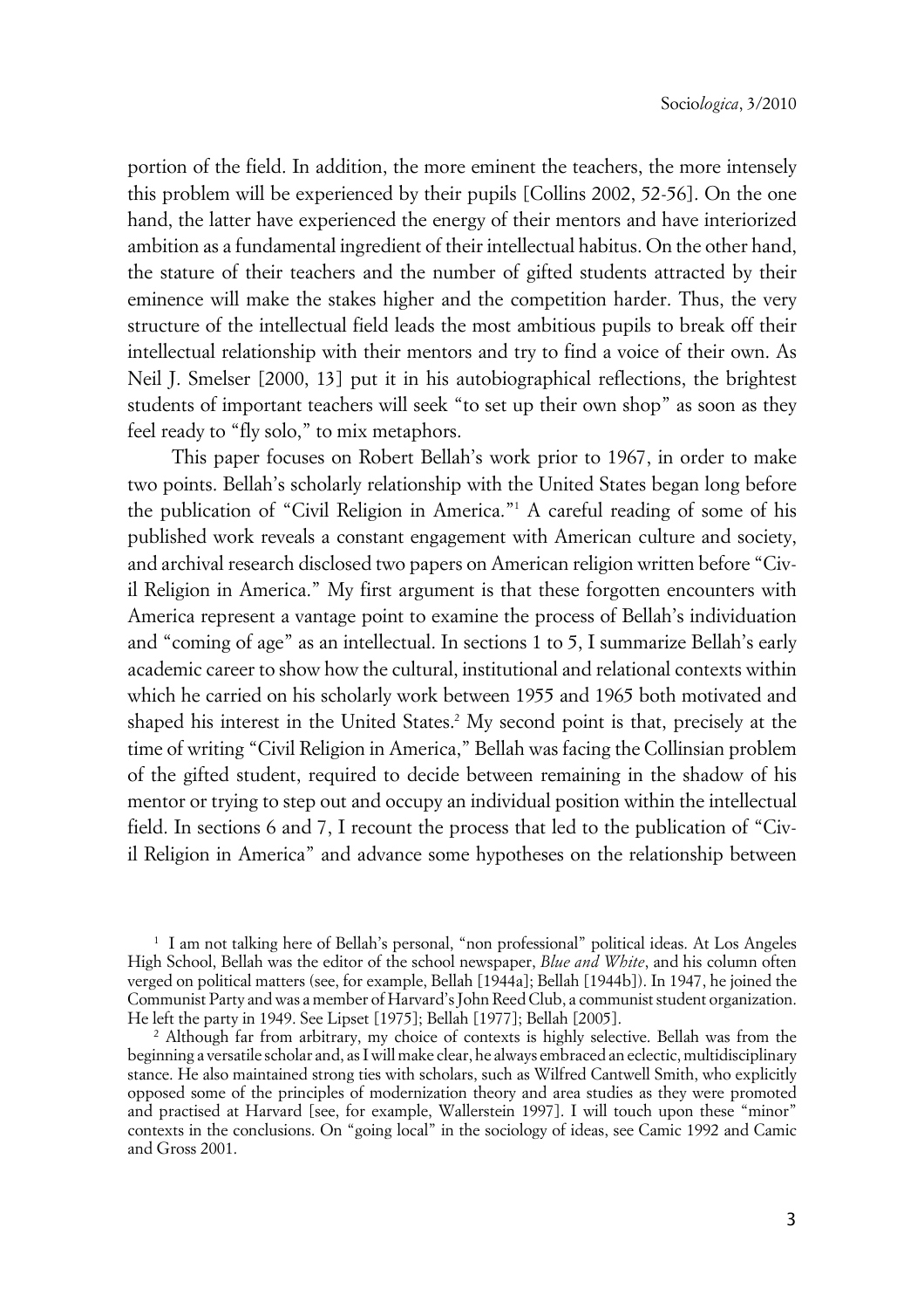portion of the field. In addition, the more eminent the teachers, the more intensely this problem will be experienced by their pupils [Collins 2002, 52-56]. On the one hand, the latter have experienced the energy of their mentors and have interiorized ambition as a fundamental ingredient of their intellectual habitus. On the other hand, the stature of their teachers and the number of gifted students attracted by their eminence will make the stakes higher and the competition harder. Thus, the very structure of the intellectual field leads the most ambitious pupils to break off their intellectual relationship with their mentors and try to find a voice of their own. As Neil J. Smelser [2000, 13] put it in his autobiographical reflections, the brightest students of important teachers will seek "to set up their own shop" as soon as they feel ready to "fly solo," to mix metaphors.

This paper focuses on Robert Bellah's work prior to 1967, in order to make two points. Bellah's scholarly relationship with the United States began long before the publication of "Civil Religion in America."[1] A careful reading of some of his published work reveals a constant engagement with American culture and society, and archival research disclosed two papers on American religion written before "Civil Religion in America." My first argument is that these forgotten encounters with America represent a vantage point to examine the process of Bellah's individuation and "coming of age" as an intellectual. In sections 1 to 5, I summarize Bellah's early academic career to show how the cultural, institutional and relational contexts within which he carried on his scholarly work between 1955 and 1965 both motivated and shaped his interest in the United States.[2] My second point is that, precisely at the time of writing "Civil Religion in America," Bellah was facing the Collinsian problem of the gifted student, required to decide between remaining in the shadow of his mentor or trying to step out and occupy an individual position within the intellectual field. In sections 6 and 7, I recount the process that led to the publication of "Civil Religion in America" and advance some hypotheses on the relationship between

[1] I am not talking here of Bellah's personal, "non professional" political ideas. At Los Angeles High School, Bellah was the editor of the school newspaper, *Blue and White*, and his column often verged on political matters (see, for example, Bellah [1944a]; Bellah [1944b]). In 1947, he joined the Communist Party and was a member of Harvard's John Reed Club, a communist student organization. He left the party in 1949. See Lipset [1975]; Bellah [1977]; Bellah [2005].

[2] Although far from arbitrary, my choice of contexts is highly selective. Bellah was from the beginning a versatile scholar and, as I will make clear, he always embraced an eclectic, multidisciplinary stance. He also maintained strong ties with scholars, such as Wilfred Cantwell Smith, who explicitly opposed some of the principles of modernization theory and area studies as they were promoted and practised at Harvard [see, for example, Wallerstein 1997]. I will touch upon these "minor" contexts in the conclusions. On "going local" in the sociology of ideas, see Camic 1992 and Camic and Gross 2001.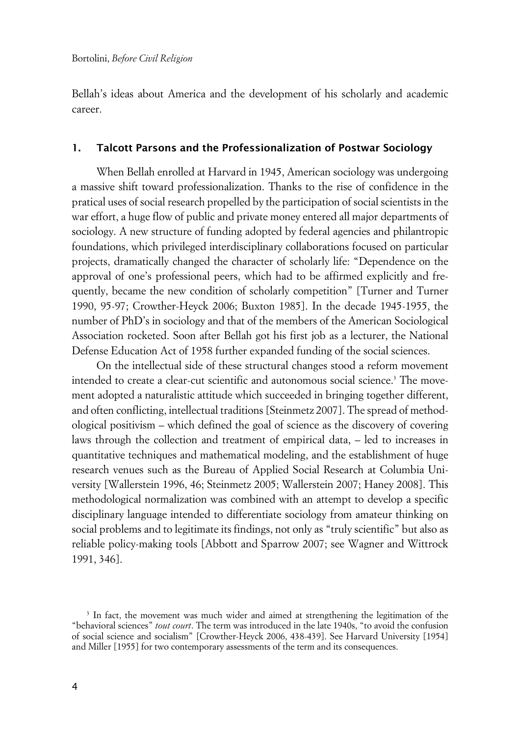Bellah's ideas about America and the development of his scholarly and academic career.

## 1. Talcott Parsons and the Professionalization of Postwar Sociology

When Bellah enrolled at Harvard in 1945, American sociology was undergoing a massive shift toward professionalization. Thanks to the rise of confidence in the pratical uses of social research propelled by the participation of social scientists in the war effort, a huge flow of public and private money entered all major departments of sociology. A new structure of funding adopted by federal agencies and philantropic foundations, which privileged interdisciplinary collaborations focused on particular projects, dramatically changed the character of scholarly life: "Dependence on the approval of one's professional peers, which had to be affirmed explicitly and frequently, became the new condition of scholarly competition" [Turner and Turner 1990, 95-97; Crowther-Heyck 2006; Buxton 1985]. In the decade 1945-1955, the number of PhD's in sociology and that of the members of the American Sociological Association rocketed. Soon after Bellah got his first job as a lecturer, the National Defense Education Act of 1958 further expanded funding of the social sciences.

On the intellectual side of these structural changes stood a reform movement intended to create a clear-cut scientific and autonomous social science.[3] The movement adopted a naturalistic attitude which succeeded in bringing together different, and often conflicting, intellectual traditions [Steinmetz 2007]. The spread of methodological positivism – which defined the goal of science as the discovery of covering laws through the collection and treatment of empirical data, – led to increases in quantitative techniques and mathematical modeling, and the establishment of huge research venues such as the Bureau of Applied Social Research at Columbia University [Wallerstein 1996, 46; Steinmetz 2005; Wallerstein 2007; Haney 2008]. This methodological normalization was combined with an attempt to develop a specific disciplinary language intended to differentiate sociology from amateur thinking on social problems and to legitimate its findings, not only as "truly scientific" but also as reliable policy-making tools [Abbott and Sparrow 2007; see Wagner and Wittrock 1991, 346].

[3] In fact, the movement was much wider and aimed at strengthening the legitimation of the "behavioral sciences" *tout court*. The term was introduced in the late 1940s, "to avoid the confusion of social science and socialism" [Crowther-Heyck 2006, 438-439]. See Harvard University [1954] and Miller [1955] for two contemporary assessments of the term and its consequences.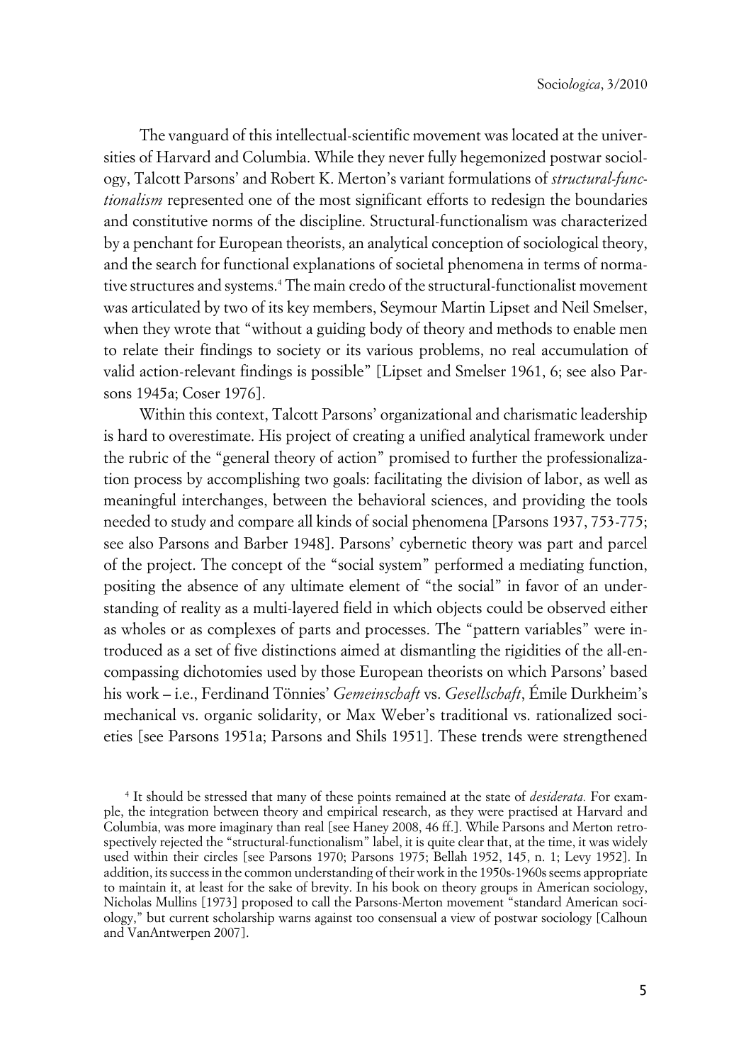The vanguard of this intellectual-scientific movement was located at the universities of Harvard and Columbia. While they never fully hegemonized postwar sociology, Talcott Parsons' and Robert K. Merton's variant formulations of *structural-functionalism* represented one of the most significant efforts to redesign the boundaries and constitutive norms of the discipline. Structural-functionalism was characterized by a penchant for European theorists, an analytical conception of sociological theory, and the search for functional explanations of societal phenomena in terms of normative structures and systems.[4] The main credo of the structural-functionalist movement was articulated by two of its key members, Seymour Martin Lipset and Neil Smelser, when they wrote that "without a guiding body of theory and methods to enable men to relate their findings to society or its various problems, no real accumulation of valid action-relevant findings is possible" [Lipset and Smelser 1961, 6; see also Parsons 1945a; Coser 1976].

Within this context, Talcott Parsons' organizational and charismatic leadership is hard to overestimate. His project of creating a unified analytical framework under the rubric of the "general theory of action" promised to further the professionalization process by accomplishing two goals: facilitating the division of labor, as well as meaningful interchanges, between the behavioral sciences, and providing the tools needed to study and compare all kinds of social phenomena [Parsons 1937, 753-775; see also Parsons and Barber 1948]. Parsons' cybernetic theory was part and parcel of the project. The concept of the "social system" performed a mediating function, positing the absence of any ultimate element of "the social" in favor of an understanding of reality as a multi-layered field in which objects could be observed either as wholes or as complexes of parts and processes. The "pattern variables" were introduced as a set of five distinctions aimed at dismantling the rigidities of the all-encompassing dichotomies used by those European theorists on which Parsons' based his work – i.e., Ferdinand Tönnies' *Gemeinschaft* vs. *Gesellschaft*, Émile Durkheim's mechanical vs. organic solidarity, or Max Weber's traditional vs. rationalized societies [see Parsons 1951a; Parsons and Shils 1951]. These trends were strengthened

[4] It should be stressed that many of these points remained at the state of *desiderata.* For example, the integration between theory and empirical research, as they were practised at Harvard and Columbia, was more imaginary than real [see Haney 2008, 46 ff.]. While Parsons and Merton retrospectively rejected the "structural-functionalism" label, it is quite clear that, at the time, it was widely used within their circles [see Parsons 1970; Parsons 1975; Bellah 1952, 145, n. 1; Levy 1952]. In addition, its success in the common understanding of their work in the 1950s-1960s seems appropriate to maintain it, at least for the sake of brevity. In his book on theory groups in American sociology, Nicholas Mullins [1973] proposed to call the Parsons-Merton movement "standard American sociology," but current scholarship warns against too consensual a view of postwar sociology [Calhoun and VanAntwerpen 2007].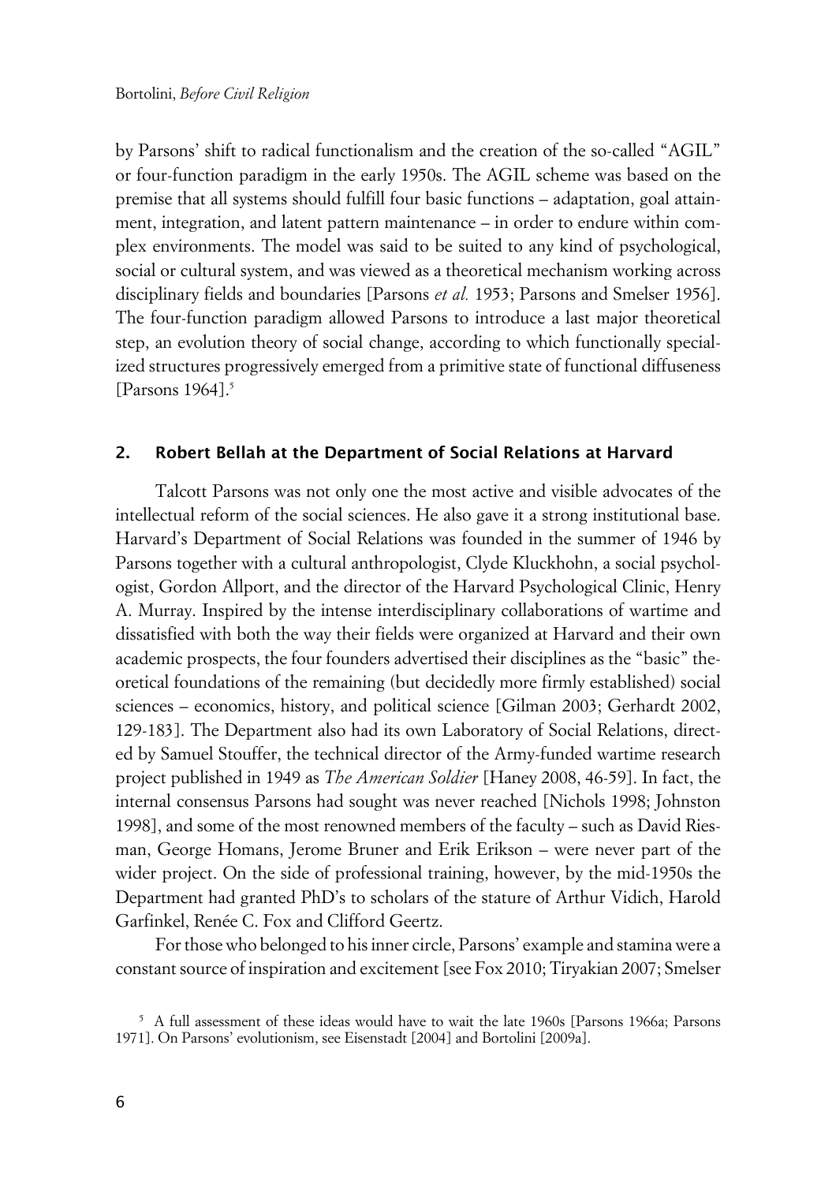by Parsons' shift to radical functionalism and the creation of the so-called "AGIL" or four-function paradigm in the early 1950s. The AGIL scheme was based on the premise that all systems should fulfill four basic functions – adaptation, goal attainment, integration, and latent pattern maintenance – in order to endure within complex environments. The model was said to be suited to any kind of psychological, social or cultural system, and was viewed as a theoretical mechanism working across disciplinary fields and boundaries [Parsons *et al.* 1953; Parsons and Smelser 1956]. The four-function paradigm allowed Parsons to introduce a last major theoretical step, an evolution theory of social change, according to which functionally specialized structures progressively emerged from a primitive state of functional diffuseness [Parsons 1964].[5]

## 2. Robert Bellah at the Department of Social Relations at Harvard

Talcott Parsons was not only one the most active and visible advocates of the intellectual reform of the social sciences. He also gave it a strong institutional base. Harvard's Department of Social Relations was founded in the summer of 1946 by Parsons together with a cultural anthropologist, Clyde Kluckhohn, a social psychologist, Gordon Allport, and the director of the Harvard Psychological Clinic, Henry A. Murray. Inspired by the intense interdisciplinary collaborations of wartime and dissatisfied with both the way their fields were organized at Harvard and their own academic prospects, the four founders advertised their disciplines as the "basic" theoretical foundations of the remaining (but decidedly more firmly established) social sciences – economics, history, and political science [Gilman 2003; Gerhardt 2002, 129-183]. The Department also had its own Laboratory of Social Relations, directed by Samuel Stouffer, the technical director of the Army-funded wartime research project published in 1949 as *The American Soldier* [Haney 2008, 46-59]. In fact, the internal consensus Parsons had sought was never reached [Nichols 1998; Johnston 1998], and some of the most renowned members of the faculty – such as David Riesman, George Homans, Jerome Bruner and Erik Erikson – were never part of the wider project. On the side of professional training, however, by the mid-1950s the Department had granted PhD's to scholars of the stature of Arthur Vidich, Harold Garfinkel, Renée C. Fox and Clifford Geertz.

For those who belonged to his inner circle, Parsons' example and stamina were a constant source of inspiration and excitement [see Fox 2010; Tiryakian 2007; Smelser

[5] A full assessment of these ideas would have to wait the late 1960s [Parsons 1966a; Parsons 1971]. On Parsons' evolutionism, see Eisenstadt [2004] and Bortolini [2009a].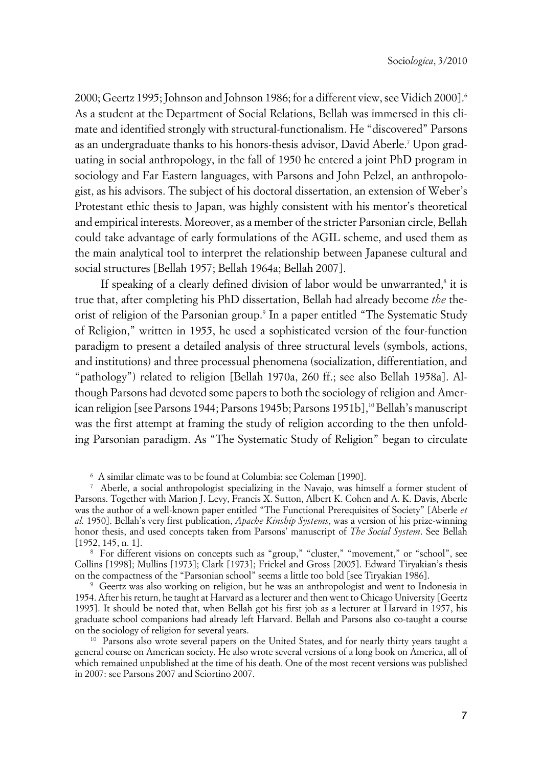2000; Geertz 1995; Johnson and Johnson 1986; for a different view, see Vidich 2000].[6] As a student at the Department of Social Relations, Bellah was immersed in this climate and identified strongly with structural-functionalism. He "discovered" Parsons as an undergraduate thanks to his honors-thesis advisor, David Aberle.[7] Upon graduating in social anthropology, in the fall of 1950 he entered a joint PhD program in sociology and Far Eastern languages, with Parsons and John Pelzel, an anthropologist, as his advisors. The subject of his doctoral dissertation, an extension of Weber's Protestant ethic thesis to Japan, was highly consistent with his mentor's theoretical and empirical interests. Moreover, as a member of the stricter Parsonian circle, Bellah could take advantage of early formulations of the AGIL scheme, and used them as the main analytical tool to interpret the relationship between Japanese cultural and social structures [Bellah 1957; Bellah 1964a; Bellah 2007].

If speaking of a clearly defined division of labor would be unwarranted,[8] it is true that, after completing his PhD dissertation, Bellah had already become *the* theorist of religion of the Parsonian group.[9] In a paper entitled "The Systematic Study of Religion," written in 1955, he used a sophisticated version of the four-function paradigm to present a detailed analysis of three structural levels (symbols, actions, and institutions) and three processual phenomena (socialization, differentiation, and "pathology") related to religion [Bellah 1970a, 260 ff.; see also Bellah 1958a]. Although Parsons had devoted some papers to both the sociology of religion and American religion [see Parsons 1944; Parsons 1945b; Parsons 1951b],[10] Bellah's manuscript was the first attempt at framing the study of religion according to the then unfolding Parsonian paradigm. As "The Systematic Study of Religion" began to circulate

[6] A similar climate was to be found at Columbia: see Coleman [1990].

[7] Aberle, a social anthropologist specializing in the Navajo, was himself a former student of Parsons. Together with Marion J. Levy, Francis X. Sutton, Albert K. Cohen and A. K. Davis, Aberle was the author of a well-known paper entitled "The Functional Prerequisites of Society" [Aberle *et al.* 1950]. Bellah's very first publication, *Apache Kinship Systems*, was a version of his prize-winning honor thesis, and used concepts taken from Parsons' manuscript of *The Social System*. See Bellah [1952, 145, n. 1].

[8] For different visions on concepts such as "group," "cluster," "movement," or "school", see Collins [1998]; Mullins [1973]; Clark [1973]; Frickel and Gross [2005]. Edward Tiryakian's thesis on the compactness of the "Parsonian school" seems a little too bold [see Tiryakian 1986].

[9] Geertz was also working on religion, but he was an anthropologist and went to Indonesia in 1954. After his return, he taught at Harvard as a lecturer and then went to Chicago University [Geertz 1995]. It should be noted that, when Bellah got his first job as a lecturer at Harvard in 1957, his graduate school companions had already left Harvard. Bellah and Parsons also co-taught a course on the sociology of religion for several years.

[10] Parsons also wrote several papers on the United States, and for nearly thirty years taught a general course on American society. He also wrote several versions of a long book on America, all of which remained unpublished at the time of his death. One of the most recent versions was published in 2007: see Parsons 2007 and Sciortino 2007.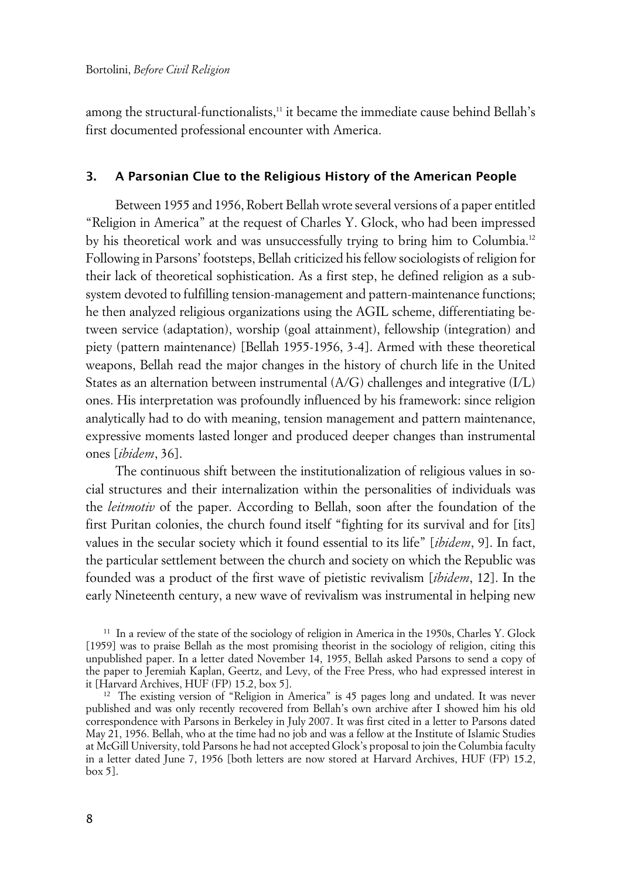among the structural-functionalists,[11] it became the immediate cause behind Bellah's first documented professional encounter with America.

## 3. A Parsonian Clue to the Religious History of the American People

Between 1955 and 1956, Robert Bellah wrote several versions of a paper entitled "Religion in America" at the request of Charles Y. Glock, who had been impressed by his theoretical work and was unsuccessfully trying to bring him to Columbia.[12] Following in Parsons' footsteps, Bellah criticized his fellow sociologists of religion for their lack of theoretical sophistication. As a first step, he defined religion as a subsystem devoted to fulfilling tension-management and pattern-maintenance functions; he then analyzed religious organizations using the AGIL scheme, differentiating between service (adaptation), worship (goal attainment), fellowship (integration) and piety (pattern maintenance) [Bellah 1955-1956, 3-4]. Armed with these theoretical weapons, Bellah read the major changes in the history of church life in the United States as an alternation between instrumental (A/G) challenges and integrative (I/L) ones. His interpretation was profoundly influenced by his framework: since religion analytically had to do with meaning, tension management and pattern maintenance, expressive moments lasted longer and produced deeper changes than instrumental ones [*ibidem*, 36].

The continuous shift between the institutionalization of religious values in social structures and their internalization within the personalities of individuals was the *leitmotiv* of the paper. According to Bellah, soon after the foundation of the first Puritan colonies, the church found itself "fighting for its survival and for [its] values in the secular society which it found essential to its life" [*ibidem*, 9]. In fact, the particular settlement between the church and society on which the Republic was founded was a product of the first wave of pietistic revivalism [*ibidem*, 12]. In the early Nineteenth century, a new wave of revivalism was instrumental in helping new

[11] In a review of the state of the sociology of religion in America in the 1950s, Charles Y. Glock [1959] was to praise Bellah as the most promising theorist in the sociology of religion, citing this unpublished paper. In a letter dated November 14, 1955, Bellah asked Parsons to send a copy of the paper to Jeremiah Kaplan, Geertz, and Levy, of the Free Press, who had expressed interest in it [Harvard Archives, HUF (FP) 15.2, box 5].

[12] The existing version of "Religion in America" is 45 pages long and undated. It was never published and was only recently recovered from Bellah's own archive after I showed him his old correspondence with Parsons in Berkeley in July 2007. It was first cited in a letter to Parsons dated May 21, 1956. Bellah, who at the time had no job and was a fellow at the Institute of Islamic Studies at McGill University, told Parsons he had not accepted Glock's proposal to join the Columbia faculty in a letter dated June 7, 1956 [both letters are now stored at Harvard Archives, HUF (FP) 15.2, box 5].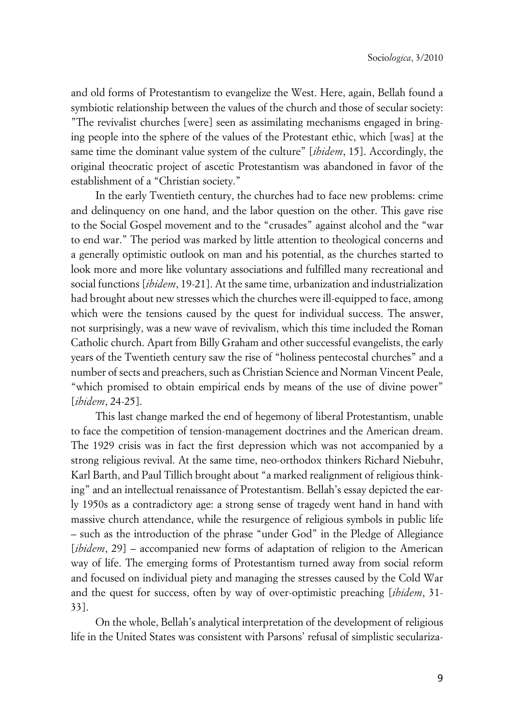and old forms of Protestantism to evangelize the West. Here, again, Bellah found a symbiotic relationship between the values of the church and those of secular society: "The revivalist churches [were] seen as assimilating mechanisms engaged in bringing people into the sphere of the values of the Protestant ethic, which [was] at the same time the dominant value system of the culture" [*ibidem*, 15]. Accordingly, the original theocratic project of ascetic Protestantism was abandoned in favor of the establishment of a "Christian society."

In the early Twentieth century, the churches had to face new problems: crime and delinquency on one hand, and the labor question on the other. This gave rise to the Social Gospel movement and to the "crusades" against alcohol and the "war to end war." The period was marked by little attention to theological concerns and a generally optimistic outlook on man and his potential, as the churches started to look more and more like voluntary associations and fulfilled many recreational and social functions [*ibidem*, 19-21]. At the same time, urbanization and industrialization had brought about new stresses which the churches were ill-equipped to face, among which were the tensions caused by the quest for individual success. The answer, not surprisingly, was a new wave of revivalism, which this time included the Roman Catholic church. Apart from Billy Graham and other successful evangelists, the early years of the Twentieth century saw the rise of "holiness pentecostal churches" and a number of sects and preachers, such as Christian Science and Norman Vincent Peale, "which promised to obtain empirical ends by means of the use of divine power" [*ibidem*, 24-25].

This last change marked the end of hegemony of liberal Protestantism, unable to face the competition of tension-management doctrines and the American dream. The 1929 crisis was in fact the first depression which was not accompanied by a strong religious revival. At the same time, neo-orthodox thinkers Richard Niebuhr, Karl Barth, and Paul Tillich brought about "a marked realignment of religious thinking" and an intellectual renaissance of Protestantism. Bellah's essay depicted the early 1950s as a contradictory age: a strong sense of tragedy went hand in hand with massive church attendance, while the resurgence of religious symbols in public life – such as the introduction of the phrase "under God" in the Pledge of Allegiance [*ibidem*, 29] – accompanied new forms of adaptation of religion to the American way of life. The emerging forms of Protestantism turned away from social reform and focused on individual piety and managing the stresses caused by the Cold War and the quest for success, often by way of over-optimistic preaching [*ibidem*, 31-33].

On the whole, Bellah's analytical interpretation of the development of religious life in the United States was consistent with Parsons' refusal of simplistic seculariza-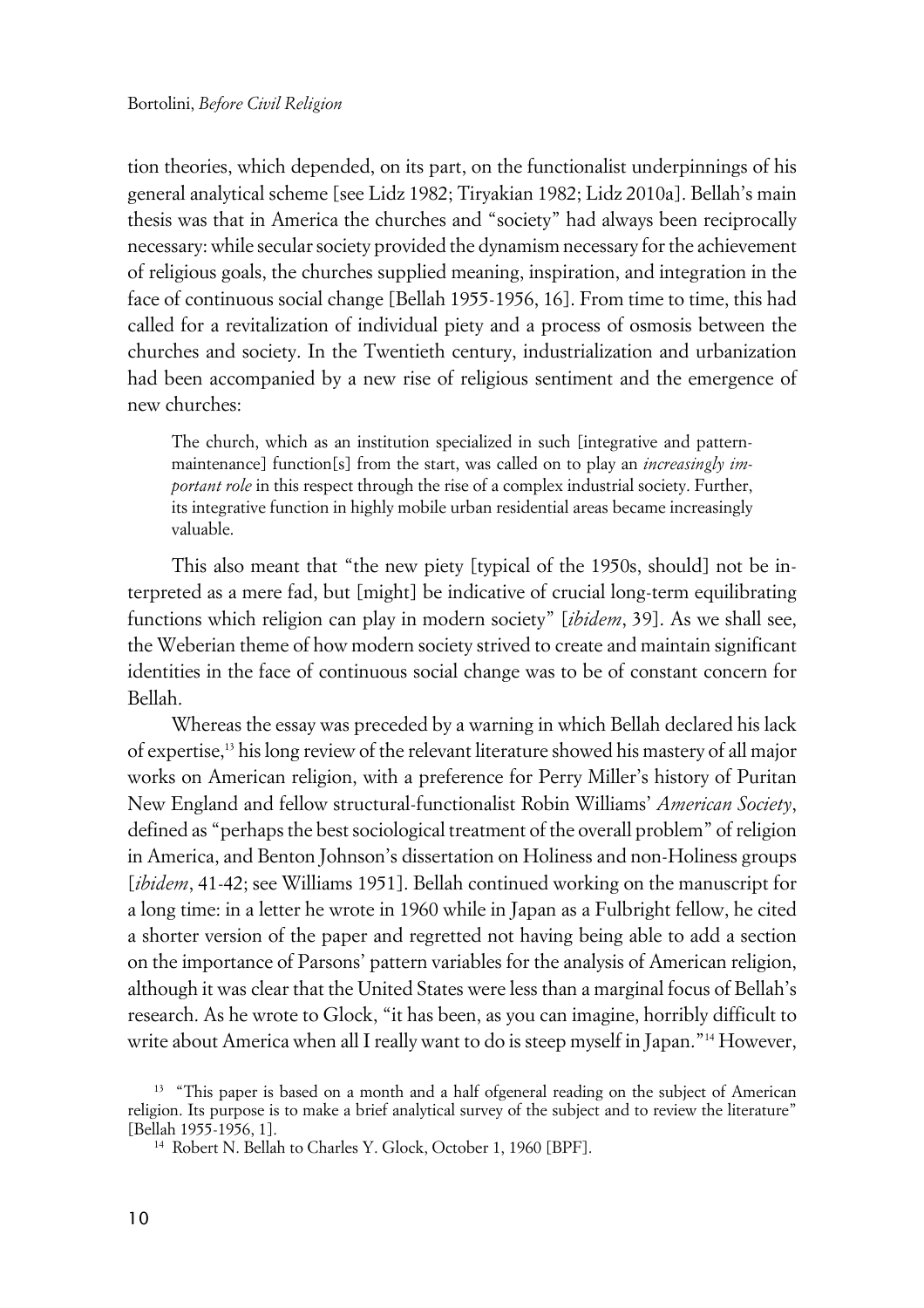tion theories, which depended, on its part, on the functionalist underpinnings of his general analytical scheme [see Lidz 1982; Tiryakian 1982; Lidz 2010a]. Bellah's main thesis was that in America the churches and "society" had always been reciprocally necessary: while secular society provided the dynamism necessary for the achievement of religious goals, the churches supplied meaning, inspiration, and integration in the face of continuous social change [Bellah 1955-1956, 16]. From time to time, this had called for a revitalization of individual piety and a process of osmosis between the churches and society. In the Twentieth century, industrialization and urbanization had been accompanied by a new rise of religious sentiment and the emergence of new churches:

> The church, which as an institution specialized in such [integrative and pattern-maintenance] function[s] from the start, was called on to play an *increasingly important role* in this respect through the rise of a complex industrial society. Further, its integrative function in highly mobile urban residential areas became increasingly valuable.

This also meant that "the new piety [typical of the 1950s, should] not be interpreted as a mere fad, but [might] be indicative of crucial long-term equilibrating functions which religion can play in modern society" [*ibidem*, 39]. As we shall see, the Weberian theme of how modern society strived to create and maintain significant identities in the face of continuous social change was to be of constant concern for Bellah.

Whereas the essay was preceded by a warning in which Bellah declared his lack of expertise,[13] his long review of the relevant literature showed his mastery of all major works on American religion, with a preference for Perry Miller's history of Puritan New England and fellow structural-functionalist Robin Williams' *American Society*, defined as "perhaps the best sociological treatment of the overall problem" of religion in America, and Benton Johnson's dissertation on Holiness and non-Holiness groups [*ibidem*, 41-42; see Williams 1951]. Bellah continued working on the manuscript for a long time: in a letter he wrote in 1960 while in Japan as a Fulbright fellow, he cited a shorter version of the paper and regretted not having being able to add a section on the importance of Parsons' pattern variables for the analysis of American religion, although it was clear that the United States were less than a marginal focus of Bellah's research. As he wrote to Glock, "it has been, as you can imagine, horribly difficult to write about America when all I really want to do is steep myself in Japan."[14] However,

[13] "This paper is based on a month and a half ofgeneral reading on the subject of American religion. Its purpose is to make a brief analytical survey of the subject and to review the literature" [Bellah 1955-1956, 1].

[14] Robert N. Bellah to Charles Y. Glock, October 1, 1960 [BPF].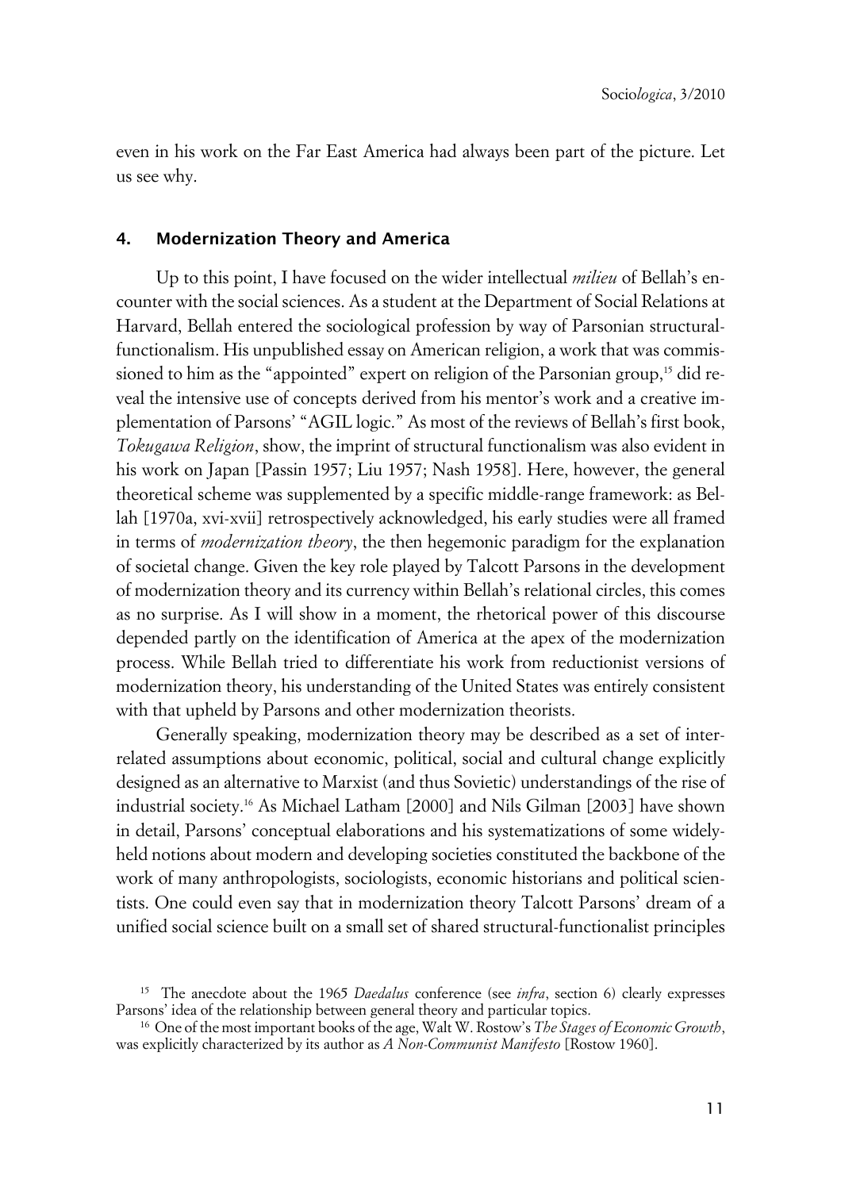even in his work on the Far East America had always been part of the picture. Let us see why.

## 4. Modernization Theory and America

Up to this point, I have focused on the wider intellectual *milieu* of Bellah's encounter with the social sciences. As a student at the Department of Social Relations at Harvard, Bellah entered the sociological profession by way of Parsonian structural-functionalism. His unpublished essay on American religion, a work that was commissioned to him as the "appointed" expert on religion of the Parsonian group,[15] did reveal the intensive use of concepts derived from his mentor's work and a creative implementation of Parsons' "AGIL logic." As most of the reviews of Bellah's first book, *Tokugawa Religion*, show, the imprint of structural functionalism was also evident in his work on Japan [Passin 1957; Liu 1957; Nash 1958]. Here, however, the general theoretical scheme was supplemented by a specific middle-range framework: as Bellah [1970a, xvi-xvii] retrospectively acknowledged, his early studies were all framed in terms of *modernization theory*, the then hegemonic paradigm for the explanation of societal change. Given the key role played by Talcott Parsons in the development of modernization theory and its currency within Bellah's relational circles, this comes as no surprise. As I will show in a moment, the rhetorical power of this discourse depended partly on the identification of America at the apex of the modernization process. While Bellah tried to differentiate his work from reductionist versions of modernization theory, his understanding of the United States was entirely consistent with that upheld by Parsons and other modernization theorists.

Generally speaking, modernization theory may be described as a set of interrelated assumptions about economic, political, social and cultural change explicitly designed as an alternative to Marxist (and thus Sovietic) understandings of the rise of industrial society.[16] As Michael Latham [2000] and Nils Gilman [2003] have shown in detail, Parsons' conceptual elaborations and his systematizations of some widely-held notions about modern and developing societies constituted the backbone of the work of many anthropologists, sociologists, economic historians and political scientists. One could even say that in modernization theory Talcott Parsons' dream of a unified social science built on a small set of shared structural-functionalist principles

[15] The anecdote about the 1965 *Daedalus* conference (see *infra*, section 6) clearly expresses Parsons' idea of the relationship between general theory and particular topics.

[16] One of the most important books of the age, Walt W. Rostow's *The Stages of Economic Growth*, was explicitly characterized by its author as *A Non-Communist Manifesto* [Rostow 1960].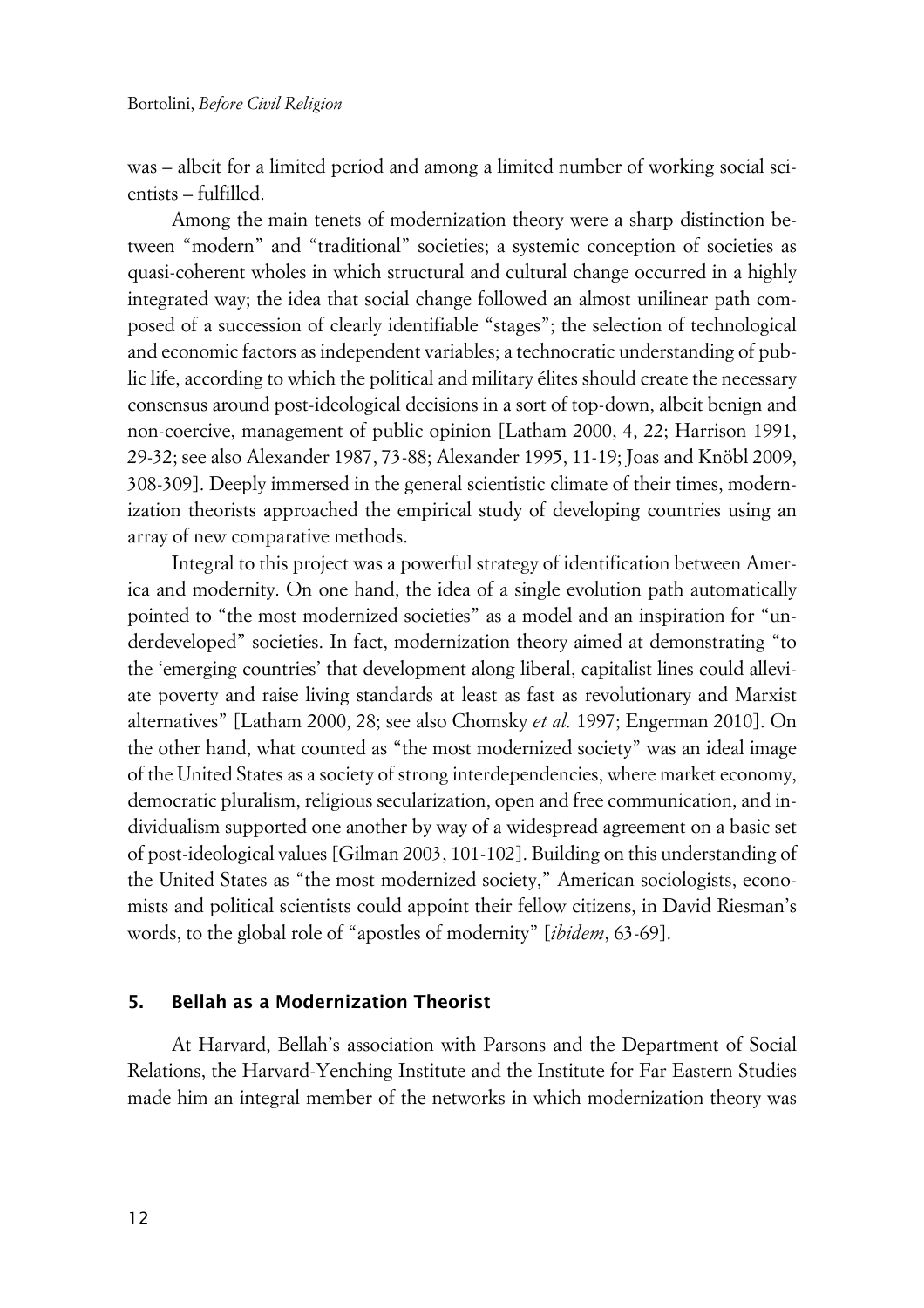was – albeit for a limited period and among a limited number of working social scientists – fulfilled.

Among the main tenets of modernization theory were a sharp distinction between "modern" and "traditional" societies; a systemic conception of societies as quasi-coherent wholes in which structural and cultural change occurred in a highly integrated way; the idea that social change followed an almost unilinear path composed of a succession of clearly identifiable "stages"; the selection of technological and economic factors as independent variables; a technocratic understanding of public life, according to which the political and military élites should create the necessary consensus around post-ideological decisions in a sort of top-down, albeit benign and non-coercive, management of public opinion [Latham 2000, 4, 22; Harrison 1991, 29-32; see also Alexander 1987, 73-88; Alexander 1995, 11-19; Joas and Knöbl 2009, 308-309]. Deeply immersed in the general scientistic climate of their times, modernization theorists approached the empirical study of developing countries using an array of new comparative methods.

Integral to this project was a powerful strategy of identification between America and modernity. On one hand, the idea of a single evolution path automatically pointed to "the most modernized societies" as a model and an inspiration for "underdeveloped" societies. In fact, modernization theory aimed at demonstrating "to the 'emerging countries' that development along liberal, capitalist lines could alleviate poverty and raise living standards at least as fast as revolutionary and Marxist alternatives" [Latham 2000, 28; see also Chomsky *et al.* 1997; Engerman 2010]. On the other hand, what counted as "the most modernized society" was an ideal image of the United States as a society of strong interdependencies, where market economy, democratic pluralism, religious secularization, open and free communication, and individualism supported one another by way of a widespread agreement on a basic set of post-ideological values [Gilman 2003, 101-102]. Building on this understanding of the United States as "the most modernized society," American sociologists, economists and political scientists could appoint their fellow citizens, in David Riesman's words, to the global role of "apostles of modernity" [*ibidem*, 63-69].

## 5. Bellah as a Modernization Theorist

At Harvard, Bellah's association with Parsons and the Department of Social Relations, the Harvard-Yenching Institute and the Institute for Far Eastern Studies made him an integral member of the networks in which modernization theory was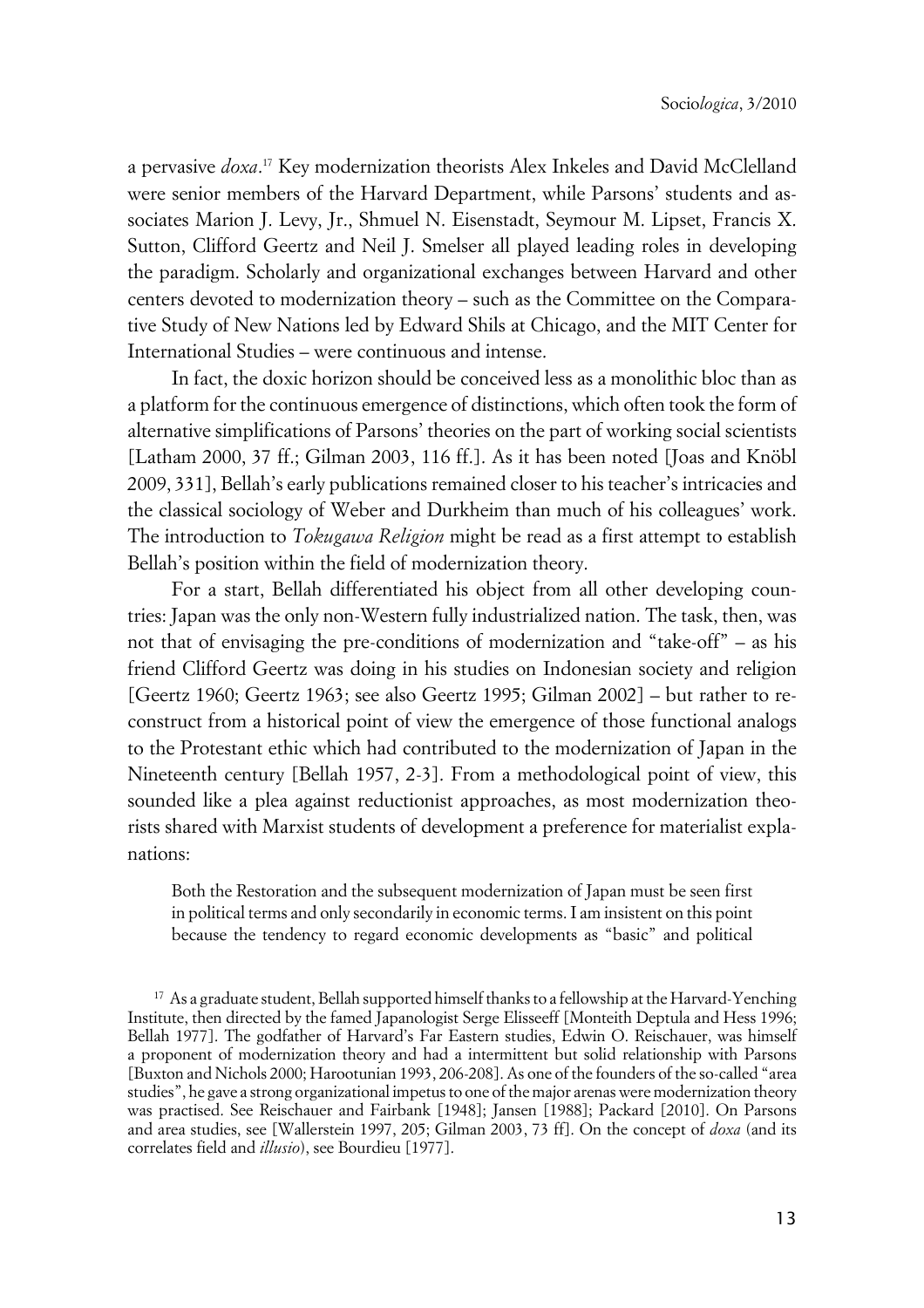a pervasive *doxa*.[17] Key modernization theorists Alex Inkeles and David McClelland were senior members of the Harvard Department, while Parsons' students and associates Marion J. Levy, Jr., Shmuel N. Eisenstadt, Seymour M. Lipset, Francis X. Sutton, Clifford Geertz and Neil J. Smelser all played leading roles in developing the paradigm. Scholarly and organizational exchanges between Harvard and other centers devoted to modernization theory – such as the Committee on the Comparative Study of New Nations led by Edward Shils at Chicago, and the MIT Center for International Studies – were continuous and intense.

In fact, the doxic horizon should be conceived less as a monolithic bloc than as a platform for the continuous emergence of distinctions, which often took the form of alternative simplifications of Parsons' theories on the part of working social scientists [Latham 2000, 37 ff.; Gilman 2003, 116 ff.]. As it has been noted [Joas and Knöbl 2009, 331], Bellah's early publications remained closer to his teacher's intricacies and the classical sociology of Weber and Durkheim than much of his colleagues' work. The introduction to *Tokugawa Religion* might be read as a first attempt to establish Bellah's position within the field of modernization theory.

For a start, Bellah differentiated his object from all other developing countries: Japan was the only non-Western fully industrialized nation. The task, then, was not that of envisaging the pre-conditions of modernization and "take-off" – as his friend Clifford Geertz was doing in his studies on Indonesian society and religion [Geertz 1960; Geertz 1963; see also Geertz 1995; Gilman 2002] – but rather to reconstruct from a historical point of view the emergence of those functional analogs to the Protestant ethic which had contributed to the modernization of Japan in the Nineteenth century [Bellah 1957, 2-3]. From a methodological point of view, this sounded like a plea against reductionist approaches, as most modernization theorists shared with Marxist students of development a preference for materialist explanations:

> Both the Restoration and the subsequent modernization of Japan must be seen first in political terms and only secondarily in economic terms. I am insistent on this point because the tendency to regard economic developments as "basic" and political

[17] As a graduate student, Bellah supported himself thanks to a fellowship at the Harvard-Yenching Institute, then directed by the famed Japanologist Serge Elisseeff [Monteith Deptula and Hess 1996; Bellah 1977]. The godfather of Harvard's Far Eastern studies, Edwin O. Reischauer, was himself a proponent of modernization theory and had a intermittent but solid relationship with Parsons [Buxton and Nichols 2000; Harootunian 1993, 206-208]. As one of the founders of the so-called "area studies", he gave a strong organizational impetus to one of the major arenas were modernization theory was practised. See Reischauer and Fairbank [1948]; Jansen [1988]; Packard [2010]. On Parsons and area studies, see [Wallerstein 1997, 205; Gilman 2003, 73 ff]. On the concept of *doxa* (and its correlates field and *illusio*), see Bourdieu [1977].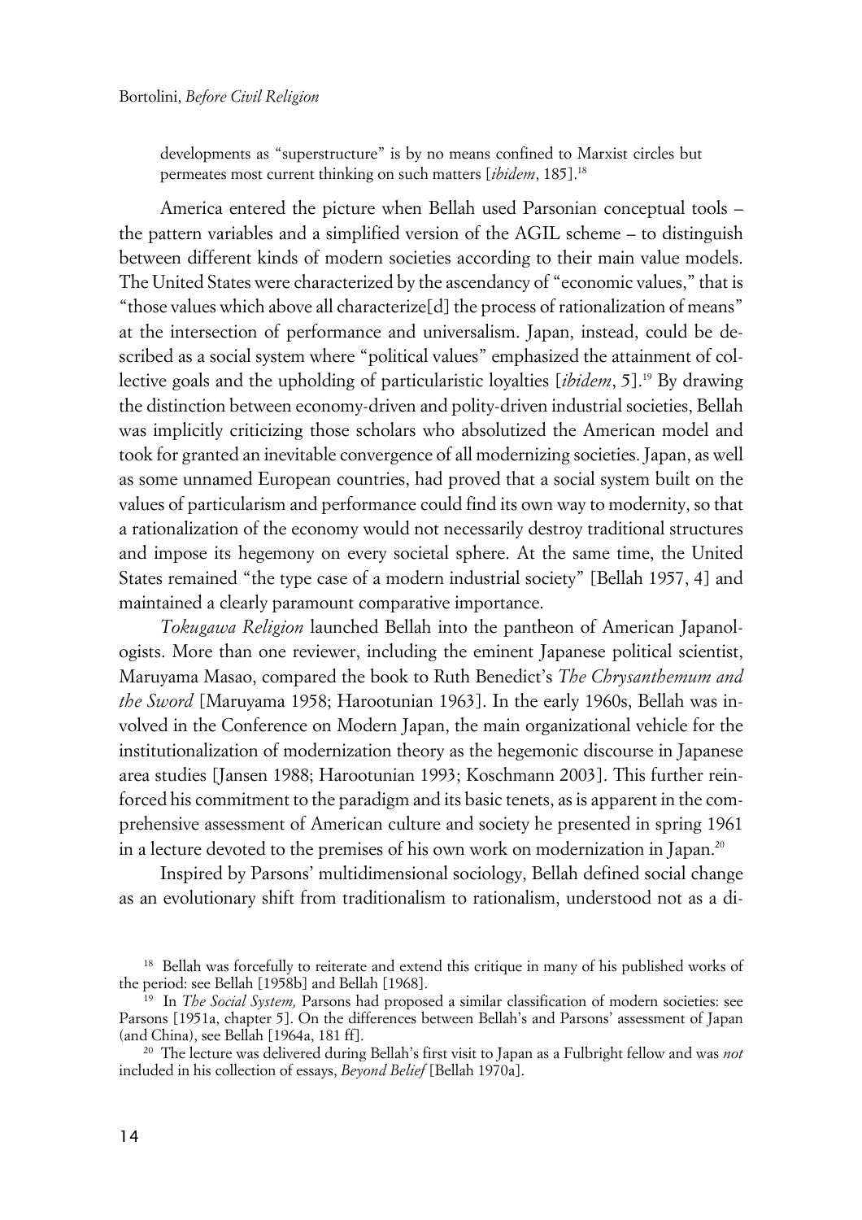developments as "superstructure" is by no means confined to Marxist circles but permeates most current thinking on such matters [*ibidem*, 185].[18]

America entered the picture when Bellah used Parsonian conceptual tools – the pattern variables and a simplified version of the AGIL scheme – to distinguish between different kinds of modern societies according to their main value models. The United States were characterized by the ascendancy of "economic values," that is "those values which above all characterize[d] the process of rationalization of means" at the intersection of performance and universalism. Japan, instead, could be described as a social system where "political values" emphasized the attainment of collective goals and the upholding of particularistic loyalties [*ibidem*, 5].[19] By drawing the distinction between economy-driven and polity-driven industrial societies, Bellah was implicitly criticizing those scholars who absolutized the American model and took for granted an inevitable convergence of all modernizing societies. Japan, as well as some unnamed European countries, had proved that a social system built on the values of particularism and performance could find its own way to modernity, so that a rationalization of the economy would not necessarily destroy traditional structures and impose its hegemony on every societal sphere. At the same time, the United States remained "the type case of a modern industrial society" [Bellah 1957, 4] and maintained a clearly paramount comparative importance.

*Tokugawa Religion* launched Bellah into the pantheon of American Japanologists. More than one reviewer, including the eminent Japanese political scientist, Maruyama Masao, compared the book to Ruth Benedict's *The Chrysanthemum and the Sword* [Maruyama 1958; Harootunian 1963]. In the early 1960s, Bellah was involved in the Conference on Modern Japan, the main organizational vehicle for the institutionalization of modernization theory as the hegemonic discourse in Japanese area studies [Jansen 1988; Harootunian 1993; Koschmann 2003]. This further reinforced his commitment to the paradigm and its basic tenets, as is apparent in the comprehensive assessment of American culture and society he presented in spring 1961 in a lecture devoted to the premises of his own work on modernization in Japan.[20]

Inspired by Parsons' multidimensional sociology, Bellah defined social change as an evolutionary shift from traditionalism to rationalism, understood not as a di-

[18] Bellah was forcefully to reiterate and extend this critique in many of his published works of the period: see Bellah [1958b] and Bellah [1968].

[19] In *The Social System,* Parsons had proposed a similar classification of modern societies: see Parsons [1951a, chapter 5]. On the differences between Bellah's and Parsons' assessment of Japan (and China), see Bellah [1964a, 181 ff].

[20] The lecture was delivered during Bellah's first visit to Japan as a Fulbright fellow and was *not* included in his collection of essays, *Beyond Belief* [Bellah 1970a].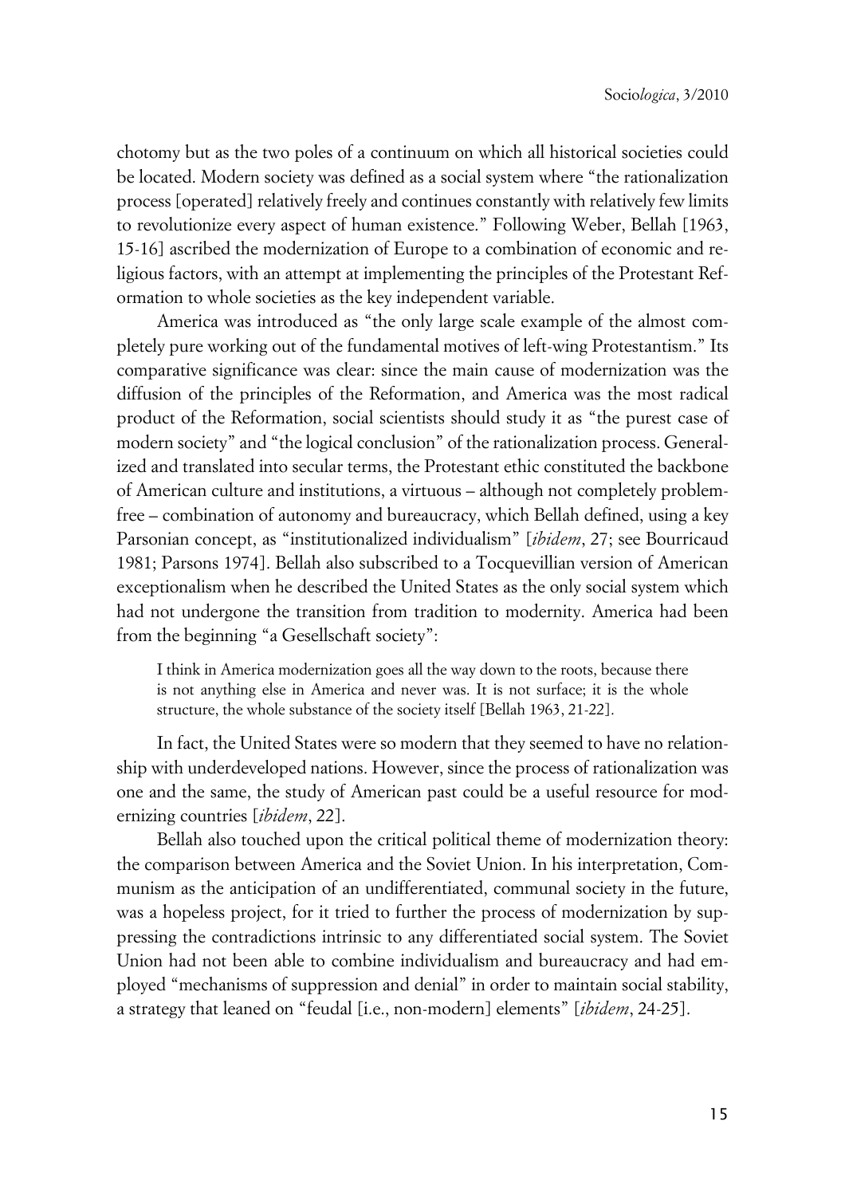chotomy but as the two poles of a continuum on which all historical societies could be located. Modern society was defined as a social system where "the rationalization process [operated] relatively freely and continues constantly with relatively few limits to revolutionize every aspect of human existence." Following Weber, Bellah [1963, 15-16] ascribed the modernization of Europe to a combination of economic and religious factors, with an attempt at implementing the principles of the Protestant Reformation to whole societies as the key independent variable.

America was introduced as "the only large scale example of the almost completely pure working out of the fundamental motives of left-wing Protestantism." Its comparative significance was clear: since the main cause of modernization was the diffusion of the principles of the Reformation, and America was the most radical product of the Reformation, social scientists should study it as "the purest case of modern society" and "the logical conclusion" of the rationalization process. Generalized and translated into secular terms, the Protestant ethic constituted the backbone of American culture and institutions, a virtuous – although not completely problem-free – combination of autonomy and bureaucracy, which Bellah defined, using a key Parsonian concept, as "institutionalized individualism" [*ibidem*, 27; see Bourricaud 1981; Parsons 1974]. Bellah also subscribed to a Tocquevillian version of American exceptionalism when he described the United States as the only social system which had not undergone the transition from tradition to modernity. America had been from the beginning "a Gesellschaft society":

> I think in America modernization goes all the way down to the roots, because there is not anything else in America and never was. It is not surface; it is the whole structure, the whole substance of the society itself [Bellah 1963, 21-22].

In fact, the United States were so modern that they seemed to have no relationship with underdeveloped nations. However, since the process of rationalization was one and the same, the study of American past could be a useful resource for modernizing countries [*ibidem*, 22].

Bellah also touched upon the critical political theme of modernization theory: the comparison between America and the Soviet Union. In his interpretation, Communism as the anticipation of an undifferentiated, communal society in the future, was a hopeless project, for it tried to further the process of modernization by suppressing the contradictions intrinsic to any differentiated social system. The Soviet Union had not been able to combine individualism and bureaucracy and had employed "mechanisms of suppression and denial" in order to maintain social stability, a strategy that leaned on "feudal [i.e., non-modern] elements" [*ibidem*, 24-25].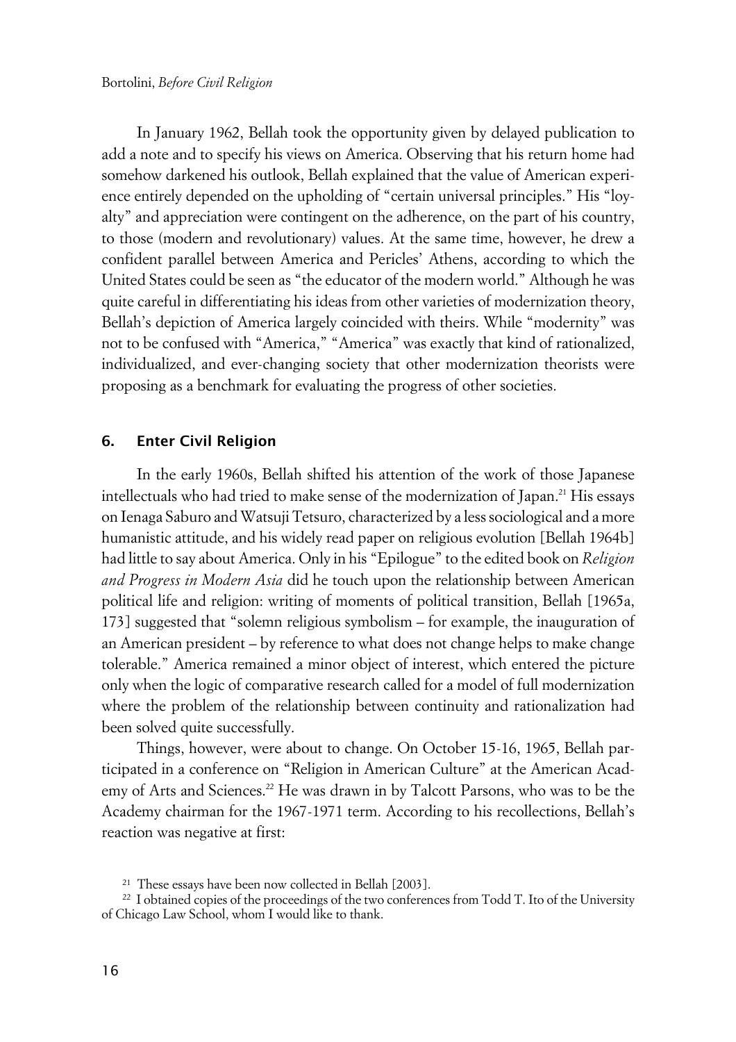In January 1962, Bellah took the opportunity given by delayed publication to add a note and to specify his views on America. Observing that his return home had somehow darkened his outlook, Bellah explained that the value of American experience entirely depended on the upholding of "certain universal principles." His "loyalty" and appreciation were contingent on the adherence, on the part of his country, to those (modern and revolutionary) values. At the same time, however, he drew a confident parallel between America and Pericles' Athens, according to which the United States could be seen as "the educator of the modern world." Although he was quite careful in differentiating his ideas from other varieties of modernization theory, Bellah's depiction of America largely coincided with theirs. While "modernity" was not to be confused with "America," "America" was exactly that kind of rationalized, individualized, and ever-changing society that other modernization theorists were proposing as a benchmark for evaluating the progress of other societies.

## 6. Enter Civil Religion

In the early 1960s, Bellah shifted his attention of the work of those Japanese intellectuals who had tried to make sense of the modernization of Japan.[21] His essays on Ienaga Saburo and Watsuji Tetsuro, characterized by a less sociological and a more humanistic attitude, and his widely read paper on religious evolution [Bellah 1964b] had little to say about America. Only in his "Epilogue" to the edited book on *Religion and Progress in Modern Asia* did he touch upon the relationship between American political life and religion: writing of moments of political transition, Bellah [1965a, 173] suggested that "solemn religious symbolism – for example, the inauguration of an American president – by reference to what does not change helps to make change tolerable." America remained a minor object of interest, which entered the picture only when the logic of comparative research called for a model of full modernization where the problem of the relationship between continuity and rationalization had been solved quite successfully.

Things, however, were about to change. On October 15-16, 1965, Bellah participated in a conference on "Religion in American Culture" at the American Academy of Arts and Sciences.[22] He was drawn in by Talcott Parsons, who was to be the Academy chairman for the 1967-1971 term. According to his recollections, Bellah's reaction was negative at first:

[21] These essays have been now collected in Bellah [2003].

[22] I obtained copies of the proceedings of the two conferences from Todd T. Ito of the University of Chicago Law School, whom I would like to thank.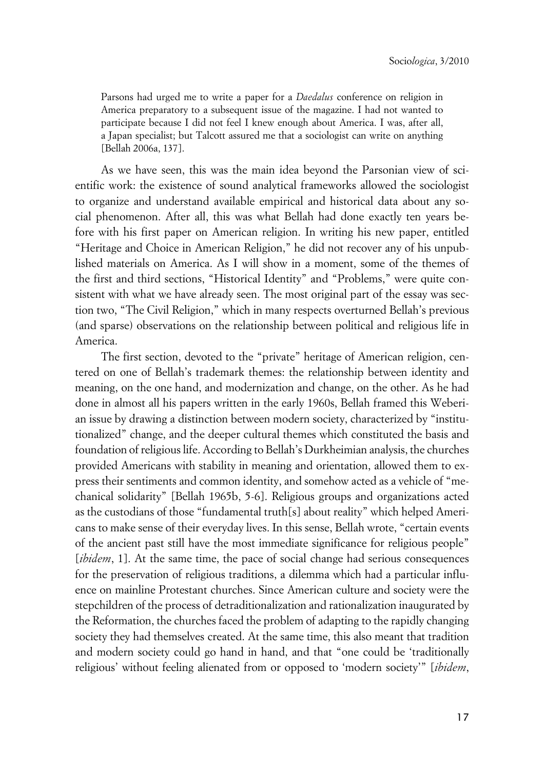> Parsons had urged me to write a paper for a *Daedalus* conference on religion in America preparatory to a subsequent issue of the magazine. I had not wanted to participate because I did not feel I knew enough about America. I was, after all, a Japan specialist; but Talcott assured me that a sociologist can write on anything [Bellah 2006a, 137].

As we have seen, this was the main idea beyond the Parsonian view of scientific work: the existence of sound analytical frameworks allowed the sociologist to organize and understand available empirical and historical data about any social phenomenon. After all, this was what Bellah had done exactly ten years before with his first paper on American religion. In writing his new paper, entitled "Heritage and Choice in American Religion," he did not recover any of his unpublished materials on America. As I will show in a moment, some of the themes of the first and third sections, "Historical Identity" and "Problems," were quite consistent with what we have already seen. The most original part of the essay was section two, "The Civil Religion," which in many respects overturned Bellah's previous (and sparse) observations on the relationship between political and religious life in America.

The first section, devoted to the "private" heritage of American religion, centered on one of Bellah's trademark themes: the relationship between identity and meaning, on the one hand, and modernization and change, on the other. As he had done in almost all his papers written in the early 1960s, Bellah framed this Weberian issue by drawing a distinction between modern society, characterized by "institutionalized" change, and the deeper cultural themes which constituted the basis and foundation of religious life. According to Bellah's Durkheimian analysis, the churches provided Americans with stability in meaning and orientation, allowed them to express their sentiments and common identity, and somehow acted as a vehicle of "mechanical solidarity" [Bellah 1965b, 5-6]. Religious groups and organizations acted as the custodians of those "fundamental truth[s] about reality" which helped Americans to make sense of their everyday lives. In this sense, Bellah wrote, "certain events of the ancient past still have the most immediate significance for religious people" [*ibidem*, 1]. At the same time, the pace of social change had serious consequences for the preservation of religious traditions, a dilemma which had a particular influence on mainline Protestant churches. Since American culture and society were the stepchildren of the process of detraditionalization and rationalization inaugurated by the Reformation, the churches faced the problem of adapting to the rapidly changing society they had themselves created. At the same time, this also meant that tradition and modern society could go hand in hand, and that "one could be 'traditionally religious' without feeling alienated from or opposed to 'modern society'" [*ibidem*,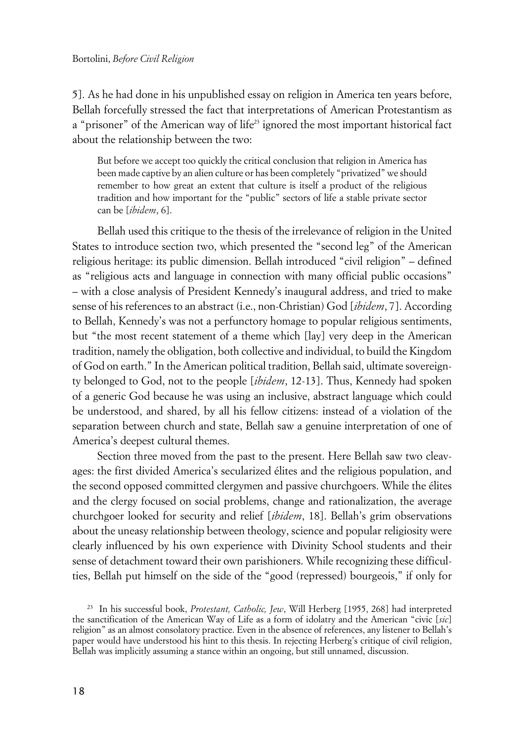5]. As he had done in his unpublished essay on religion in America ten years before, Bellah forcefully stressed the fact that interpretations of American Protestantism as a "prisoner" of the American way of life[23] ignored the most important historical fact about the relationship between the two:

> But before we accept too quickly the critical conclusion that religion in America has been made captive by an alien culture or has been completely "privatized" we should remember to how great an extent that culture is itself a product of the religious tradition and how important for the "public" sectors of life a stable private sector can be [*ibidem*, 6].

Bellah used this critique to the thesis of the irrelevance of religion in the United States to introduce section two, which presented the "second leg" of the American religious heritage: its public dimension. Bellah introduced "civil religion" – defined as "religious acts and language in connection with many official public occasions" – with a close analysis of President Kennedy's inaugural address, and tried to make sense of his references to an abstract (i.e., non-Christian) God [*ibidem*, 7]. According to Bellah, Kennedy's was not a perfunctory homage to popular religious sentiments, but "the most recent statement of a theme which [lay] very deep in the American tradition, namely the obligation, both collective and individual, to build the Kingdom of God on earth." In the American political tradition, Bellah said, ultimate sovereignty belonged to God, not to the people [*ibidem*, 12-13]. Thus, Kennedy had spoken of a generic God because he was using an inclusive, abstract language which could be understood, and shared, by all his fellow citizens: instead of a violation of the separation between church and state, Bellah saw a genuine interpretation of one of America's deepest cultural themes.

Section three moved from the past to the present. Here Bellah saw two cleavages: the first divided America's secularized élites and the religious population, and the second opposed committed clergymen and passive churchgoers. While the élites and the clergy focused on social problems, change and rationalization, the average churchgoer looked for security and relief [*ibidem*, 18]. Bellah's grim observations about the uneasy relationship between theology, science and popular religiosity were clearly influenced by his own experience with Divinity School students and their sense of detachment toward their own parishioners. While recognizing these difficulties, Bellah put himself on the side of the "good (repressed) bourgeois," if only for

[23] In his successful book, *Protestant, Catholic, Jew*, Will Herberg [1955, 268] had interpreted the sanctification of the American Way of Life as a form of idolatry and the American "civic [*sic*] religion" as an almost consolatory practice. Even in the absence of references, any listener to Bellah's paper would have understood his hint to this thesis. In rejecting Herberg's critique of civil religion, Bellah was implicitly assuming a stance within an ongoing, but still unnamed, discussion.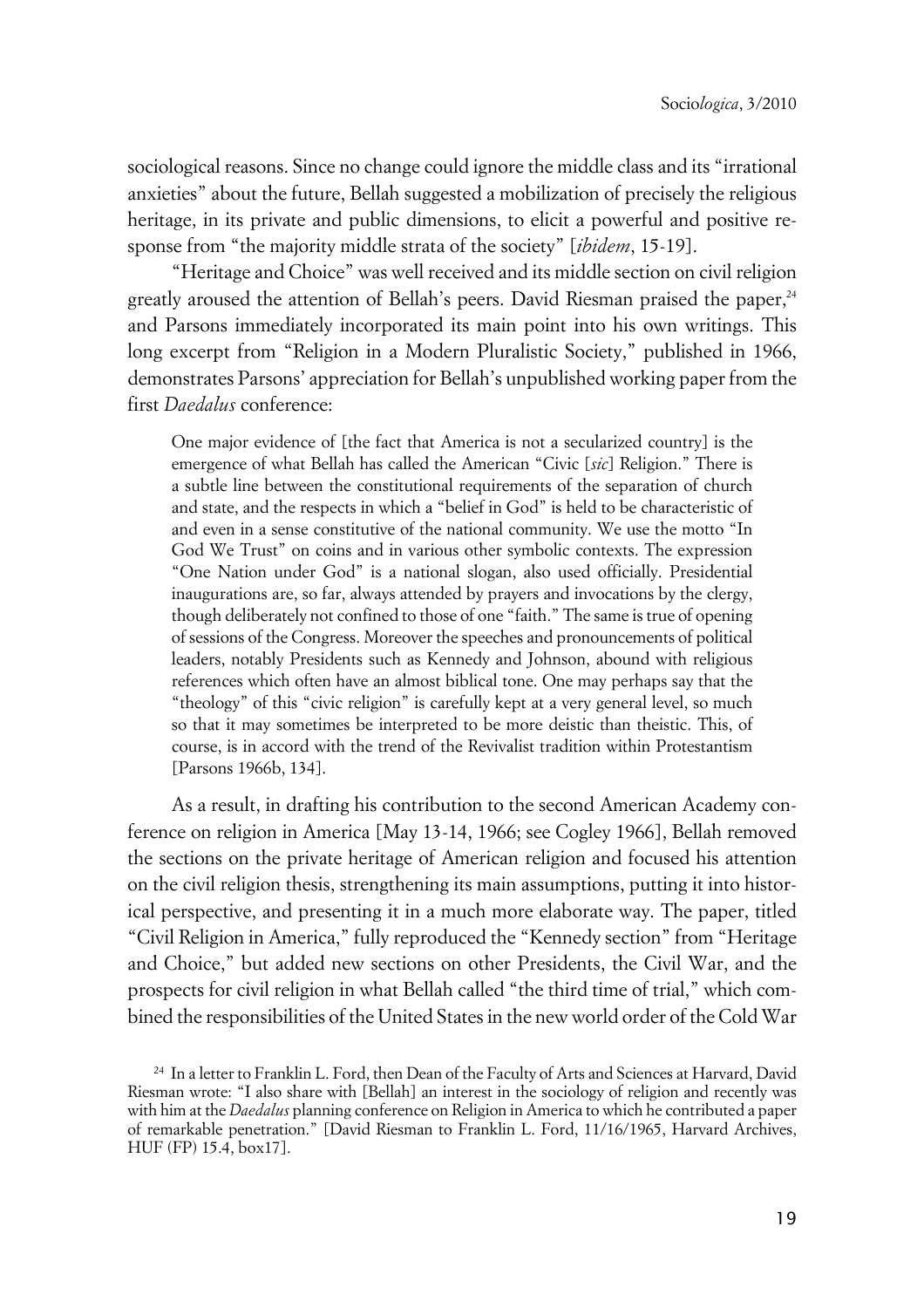sociological reasons. Since no change could ignore the middle class and its "irrational anxieties" about the future, Bellah suggested a mobilization of precisely the religious heritage, in its private and public dimensions, to elicit a powerful and positive response from "the majority middle strata of the society" [*ibidem*, 15-19].

"Heritage and Choice" was well received and its middle section on civil religion greatly aroused the attention of Bellah's peers. David Riesman praised the paper,[24] and Parsons immediately incorporated its main point into his own writings. This long excerpt from "Religion in a Modern Pluralistic Society," published in 1966, demonstrates Parsons' appreciation for Bellah's unpublished working paper from the first *Daedalus* conference:

> One major evidence of [the fact that America is not a secularized country] is the emergence of what Bellah has called the American "Civic [*sic*] Religion." There is a subtle line between the constitutional requirements of the separation of church and state, and the respects in which a "belief in God" is held to be characteristic of and even in a sense constitutive of the national community. We use the motto "In God We Trust" on coins and in various other symbolic contexts. The expression "One Nation under God" is a national slogan, also used officially. Presidential inaugurations are, so far, always attended by prayers and invocations by the clergy, though deliberately not confined to those of one "faith." The same is true of opening of sessions of the Congress. Moreover the speeches and pronouncements of political leaders, notably Presidents such as Kennedy and Johnson, abound with religious references which often have an almost biblical tone. One may perhaps say that the "theology" of this "civic religion" is carefully kept at a very general level, so much so that it may sometimes be interpreted to be more deistic than theistic. This, of course, is in accord with the trend of the Revivalist tradition within Protestantism [Parsons 1966b, 134].

As a result, in drafting his contribution to the second American Academy conference on religion in America [May 13-14, 1966; see Cogley 1966], Bellah removed the sections on the private heritage of American religion and focused his attention on the civil religion thesis, strengthening its main assumptions, putting it into historical perspective, and presenting it in a much more elaborate way. The paper, titled "Civil Religion in America," fully reproduced the "Kennedy section" from "Heritage and Choice," but added new sections on other Presidents, the Civil War, and the prospects for civil religion in what Bellah called "the third time of trial," which combined the responsibilities of the United States in the new world order of the Cold War

[24] In a letter to Franklin L. Ford, then Dean of the Faculty of Arts and Sciences at Harvard, David Riesman wrote: "I also share with [Bellah] an interest in the sociology of religion and recently was with him at the *Daedalus* planning conference on Religion in America to which he contributed a paper of remarkable penetration." [David Riesman to Franklin L. Ford, 11/16/1965, Harvard Archives, HUF (FP) 15.4, box17].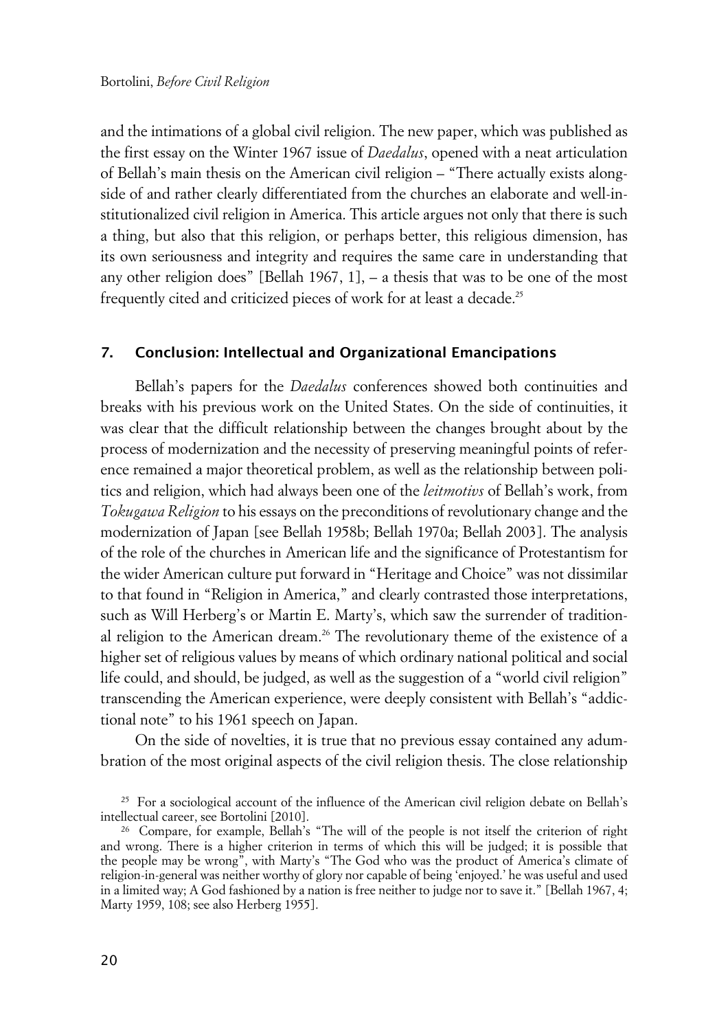and the intimations of a global civil religion. The new paper, which was published as the first essay on the Winter 1967 issue of *Daedalus*, opened with a neat articulation of Bellah's main thesis on the American civil religion – "There actually exists alongside of and rather clearly differentiated from the churches an elaborate and well-institutionalized civil religion in America. This article argues not only that there is such a thing, but also that this religion, or perhaps better, this religious dimension, has its own seriousness and integrity and requires the same care in understanding that any other religion does" [Bellah 1967, 1], – a thesis that was to be one of the most frequently cited and criticized pieces of work for at least a decade.[25]

## 7. Conclusion: Intellectual and Organizational Emancipations

Bellah's papers for the *Daedalus* conferences showed both continuities and breaks with his previous work on the United States. On the side of continuities, it was clear that the difficult relationship between the changes brought about by the process of modernization and the necessity of preserving meaningful points of reference remained a major theoretical problem, as well as the relationship between politics and religion, which had always been one of the *leitmotivs* of Bellah's work, from *Tokugawa Religion* to his essays on the preconditions of revolutionary change and the modernization of Japan [see Bellah 1958b; Bellah 1970a; Bellah 2003]. The analysis of the role of the churches in American life and the significance of Protestantism for the wider American culture put forward in "Heritage and Choice" was not dissimilar to that found in "Religion in America," and clearly contrasted those interpretations, such as Will Herberg's or Martin E. Marty's, which saw the surrender of traditional religion to the American dream.[26] The revolutionary theme of the existence of a higher set of religious values by means of which ordinary national political and social life could, and should, be judged, as well as the suggestion of a "world civil religion" transcending the American experience, were deeply consistent with Bellah's "addictional note" to his 1961 speech on Japan.

On the side of novelties, it is true that no previous essay contained any adumbration of the most original aspects of the civil religion thesis. The close relationship

[25] For a sociological account of the influence of the American civil religion debate on Bellah's intellectual career, see Bortolini [2010].

[26] Compare, for example, Bellah's "The will of the people is not itself the criterion of right and wrong. There is a higher criterion in terms of which this will be judged; it is possible that the people may be wrong", with Marty's "The God who was the product of America's climate of religion-in-general was neither worthy of glory nor capable of being 'enjoyed.' he was useful and used in a limited way; A God fashioned by a nation is free neither to judge nor to save it." [Bellah 1967, 4; Marty 1959, 108; see also Herberg 1955].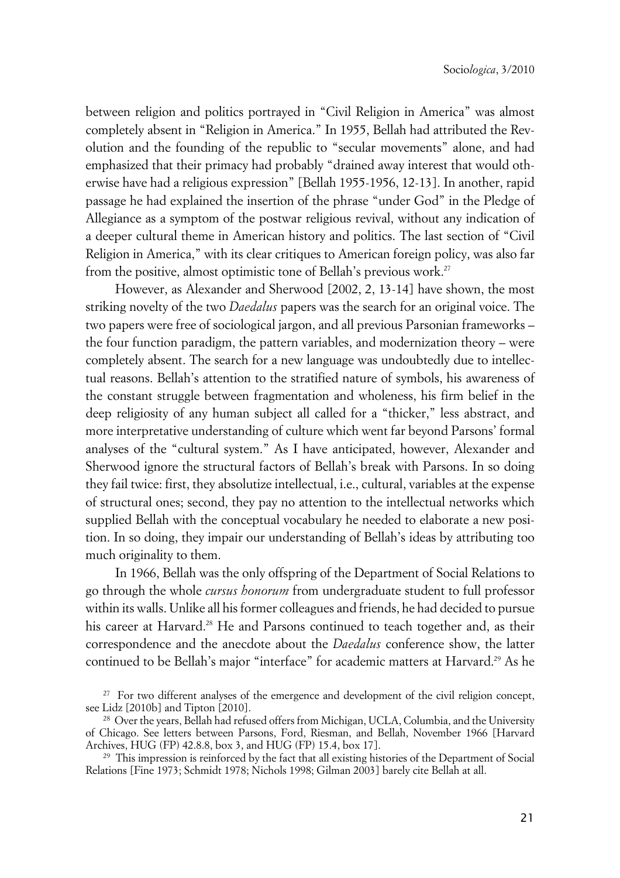between religion and politics portrayed in "Civil Religion in America" was almost completely absent in "Religion in America." In 1955, Bellah had attributed the Revolution and the founding of the republic to "secular movements" alone, and had emphasized that their primacy had probably "drained away interest that would otherwise have had a religious expression" [Bellah 1955-1956, 12-13]. In another, rapid passage he had explained the insertion of the phrase "under God" in the Pledge of Allegiance as a symptom of the postwar religious revival, without any indication of a deeper cultural theme in American history and politics. The last section of "Civil Religion in America," with its clear critiques to American foreign policy, was also far from the positive, almost optimistic tone of Bellah's previous work.[27]

However, as Alexander and Sherwood [2002, 2, 13-14] have shown, the most striking novelty of the two *Daedalus* papers was the search for an original voice. The two papers were free of sociological jargon, and all previous Parsonian frameworks – the four function paradigm, the pattern variables, and modernization theory – were completely absent. The search for a new language was undoubtedly due to intellectual reasons. Bellah's attention to the stratified nature of symbols, his awareness of the constant struggle between fragmentation and wholeness, his firm belief in the deep religiosity of any human subject all called for a "thicker," less abstract, and more interpretative understanding of culture which went far beyond Parsons' formal analyses of the "cultural system." As I have anticipated, however, Alexander and Sherwood ignore the structural factors of Bellah's break with Parsons. In so doing they fail twice: first, they absolutize intellectual, i.e., cultural, variables at the expense of structural ones; second, they pay no attention to the intellectual networks which supplied Bellah with the conceptual vocabulary he needed to elaborate a new position. In so doing, they impair our understanding of Bellah's ideas by attributing too much originality to them.

In 1966, Bellah was the only offspring of the Department of Social Relations to go through the whole *cursus honorum* from undergraduate student to full professor within its walls. Unlike all his former colleagues and friends, he had decided to pursue his career at Harvard.[28] He and Parsons continued to teach together and, as their correspondence and the anecdote about the *Daedalus* conference show, the latter continued to be Bellah's major "interface" for academic matters at Harvard.[29] As he

[27] For two different analyses of the emergence and development of the civil religion concept, see Lidz [2010b] and Tipton [2010].

[28] Over the years, Bellah had refused offers from Michigan, UCLA, Columbia, and the University of Chicago. See letters between Parsons, Ford, Riesman, and Bellah, November 1966 [Harvard Archives, HUG (FP) 42.8.8, box 3, and HUG (FP) 15.4, box 17].

[29] This impression is reinforced by the fact that all existing histories of the Department of Social Relations [Fine 1973; Schmidt 1978; Nichols 1998; Gilman 2003] barely cite Bellah at all.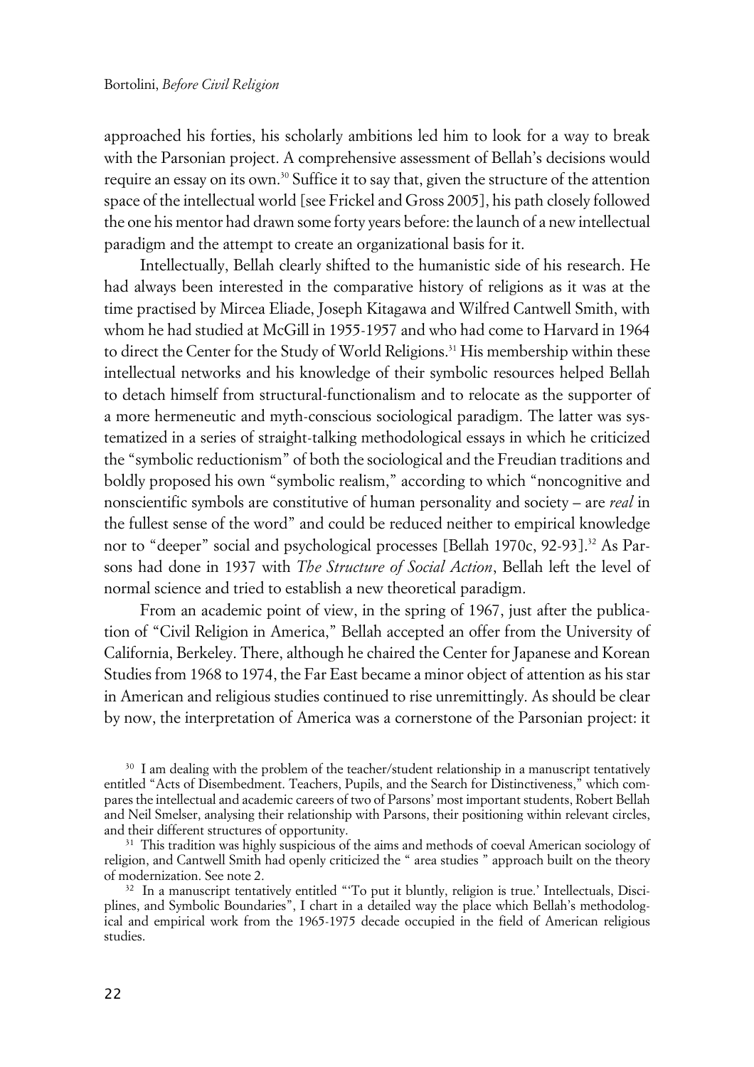approached his forties, his scholarly ambitions led him to look for a way to break with the Parsonian project. A comprehensive assessment of Bellah's decisions would require an essay on its own.[30] Suffice it to say that, given the structure of the attention space of the intellectual world [see Frickel and Gross 2005], his path closely followed the one his mentor had drawn some forty years before: the launch of a new intellectual paradigm and the attempt to create an organizational basis for it.

Intellectually, Bellah clearly shifted to the humanistic side of his research. He had always been interested in the comparative history of religions as it was at the time practised by Mircea Eliade, Joseph Kitagawa and Wilfred Cantwell Smith, with whom he had studied at McGill in 1955-1957 and who had come to Harvard in 1964 to direct the Center for the Study of World Religions.[31] His membership within these intellectual networks and his knowledge of their symbolic resources helped Bellah to detach himself from structural-functionalism and to relocate as the supporter of a more hermeneutic and myth-conscious sociological paradigm. The latter was systematized in a series of straight-talking methodological essays in which he criticized the "symbolic reductionism" of both the sociological and the Freudian traditions and boldly proposed his own "symbolic realism," according to which "noncognitive and nonscientific symbols are constitutive of human personality and society – are *real* in the fullest sense of the word" and could be reduced neither to empirical knowledge nor to "deeper" social and psychological processes [Bellah 1970c, 92-93].[32] As Parsons had done in 1937 with *The Structure of Social Action*, Bellah left the level of normal science and tried to establish a new theoretical paradigm.

From an academic point of view, in the spring of 1967, just after the publication of "Civil Religion in America," Bellah accepted an offer from the University of California, Berkeley. There, although he chaired the Center for Japanese and Korean Studies from 1968 to 1974, the Far East became a minor object of attention as his star in American and religious studies continued to rise unremittingly. As should be clear by now, the interpretation of America was a cornerstone of the Parsonian project: it

[30] I am dealing with the problem of the teacher/student relationship in a manuscript tentatively entitled "Acts of Disembedment. Teachers, Pupils, and the Search for Distinctiveness," which compares the intellectual and academic careers of two of Parsons' most important students, Robert Bellah and Neil Smelser, analysing their relationship with Parsons, their positioning within relevant circles, and their different structures of opportunity.

[31] This tradition was highly suspicious of the aims and methods of coeval American sociology of religion, and Cantwell Smith had openly criticized the " area studies " approach built on the theory of modernization. See note 2.

[32] In a manuscript tentatively entitled "'To put it bluntly, religion is true.' Intellectuals, Disciplines, and Symbolic Boundaries", I chart in a detailed way the place which Bellah's methodological and empirical work from the 1965-1975 decade occupied in the field of American religious studies.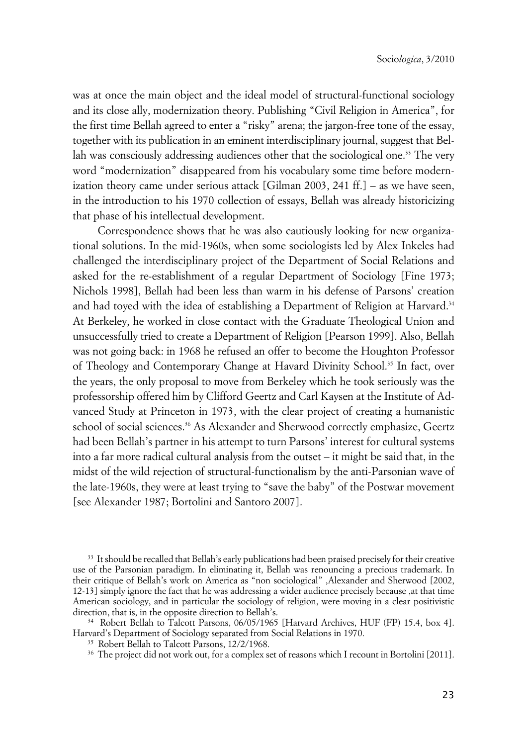was at once the main object and the ideal model of structural-functional sociology and its close ally, modernization theory. Publishing "Civil Religion in America", for the first time Bellah agreed to enter a "risky" arena; the jargon-free tone of the essay, together with its publication in an eminent interdisciplinary journal, suggest that Bellah was consciously addressing audiences other that the sociological one.[33] The very word "modernization" disappeared from his vocabulary some time before modernization theory came under serious attack [Gilman 2003, 241 ff.] – as we have seen, in the introduction to his 1970 collection of essays, Bellah was already historicizing that phase of his intellectual development.

Correspondence shows that he was also cautiously looking for new organizational solutions. In the mid-1960s, when some sociologists led by Alex Inkeles had challenged the interdisciplinary project of the Department of Social Relations and asked for the re-establishment of a regular Department of Sociology [Fine 1973; Nichols 1998], Bellah had been less than warm in his defense of Parsons' creation and had toyed with the idea of establishing a Department of Religion at Harvard.[34] At Berkeley, he worked in close contact with the Graduate Theological Union and unsuccessfully tried to create a Department of Religion [Pearson 1999]. Also, Bellah was not going back: in 1968 he refused an offer to become the Houghton Professor of Theology and Contemporary Change at Havard Divinity School.[35] In fact, over the years, the only proposal to move from Berkeley which he took seriously was the professorship offered him by Clifford Geertz and Carl Kaysen at the Institute of Advanced Study at Princeton in 1973, with the clear project of creating a humanistic school of social sciences.[36] As Alexander and Sherwood correctly emphasize, Geertz had been Bellah's partner in his attempt to turn Parsons' interest for cultural systems into a far more radical cultural analysis from the outset – it might be said that, in the midst of the wild rejection of structural-functionalism by the anti-Parsonian wave of the late-1960s, they were at least trying to "save the baby" of the Postwar movement [see Alexander 1987; Bortolini and Santoro 2007].

[33] It should be recalled that Bellah's early publications had been praised precisely for their creative use of the Parsonian paradigm. In eliminating it, Bellah was renouncing a precious trademark. In their critique of Bellah's work on America as "non sociological" ,Alexander and Sherwood [2002, 12-13] simply ignore the fact that he was addressing a wider audience precisely because ,at that time American sociology, and in particular the sociology of religion, were moving in a clear positivistic direction, that is, in the opposite direction to Bellah's.

[34] Robert Bellah to Talcott Parsons, 06/05/1965 [Harvard Archives, HUF (FP) 15.4, box 4]. Harvard's Department of Sociology separated from Social Relations in 1970.

[35] Robert Bellah to Talcott Parsons, 12/2/1968.

[36] The project did not work out, for a complex set of reasons which I recount in Bortolini [2011].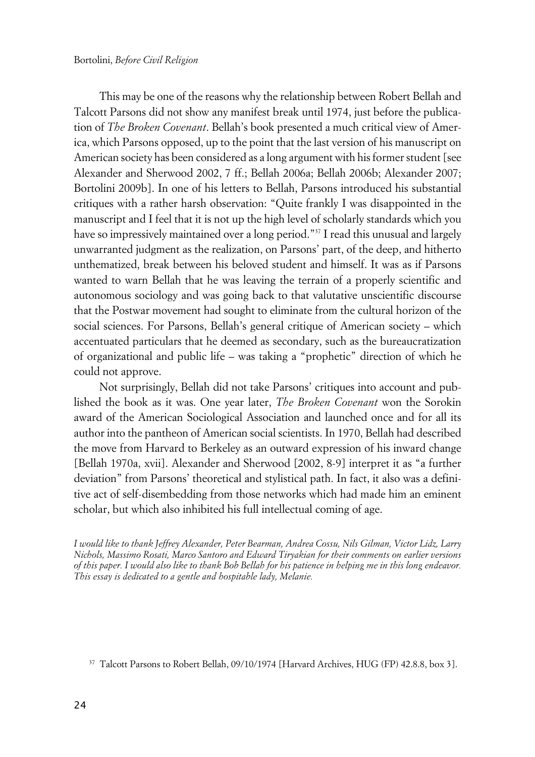This may be one of the reasons why the relationship between Robert Bellah and Talcott Parsons did not show any manifest break until 1974, just before the publication of *The Broken Covenant*. Bellah's book presented a much critical view of America, which Parsons opposed, up to the point that the last version of his manuscript on American society has been considered as a long argument with his former student [see Alexander and Sherwood 2002, 7 ff.; Bellah 2006a; Bellah 2006b; Alexander 2007; Bortolini 2009b]. In one of his letters to Bellah, Parsons introduced his substantial critiques with a rather harsh observation: "Quite frankly I was disappointed in the manuscript and I feel that it is not up the high level of scholarly standards which you have so impressively maintained over a long period."[37] I read this unusual and largely unwarranted judgment as the realization, on Parsons' part, of the deep, and hitherto unthematized, break between his beloved student and himself. It was as if Parsons wanted to warn Bellah that he was leaving the terrain of a properly scientific and autonomous sociology and was going back to that valutative unscientific discourse that the Postwar movement had sought to eliminate from the cultural horizon of the social sciences. For Parsons, Bellah's general critique of American society – which accentuated particulars that he deemed as secondary, such as the bureaucratization of organizational and public life – was taking a "prophetic" direction of which he could not approve.

Not surprisingly, Bellah did not take Parsons' critiques into account and published the book as it was. One year later, *The Broken Covenant* won the Sorokin award of the American Sociological Association and launched once and for all its author into the pantheon of American social scientists. In 1970, Bellah had described the move from Harvard to Berkeley as an outward expression of his inward change [Bellah 1970a, xvii]. Alexander and Sherwood [2002, 8-9] interpret it as "a further deviation" from Parsons' theoretical and stylistical path. In fact, it also was a definitive act of self-disembedding from those networks which had made him an eminent scholar, but which also inhibited his full intellectual coming of age.

*I would like to thank Jeffrey Alexander, Peter Bearman, Andrea Cossu, Nils Gilman, Victor Lidz, Larry Nichols, Massimo Rosati, Marco Santoro and Edward Tiryakian for their comments on earlier versions of this paper. I would also like to thank Bob Bellah for his patience in helping me in this long endeavor. This essay is dedicated to a gentle and hospitable lady, Melanie.*

[37] Talcott Parsons to Robert Bellah, 09/10/1974 [Harvard Archives, HUG (FP) 42.8.8, box 3].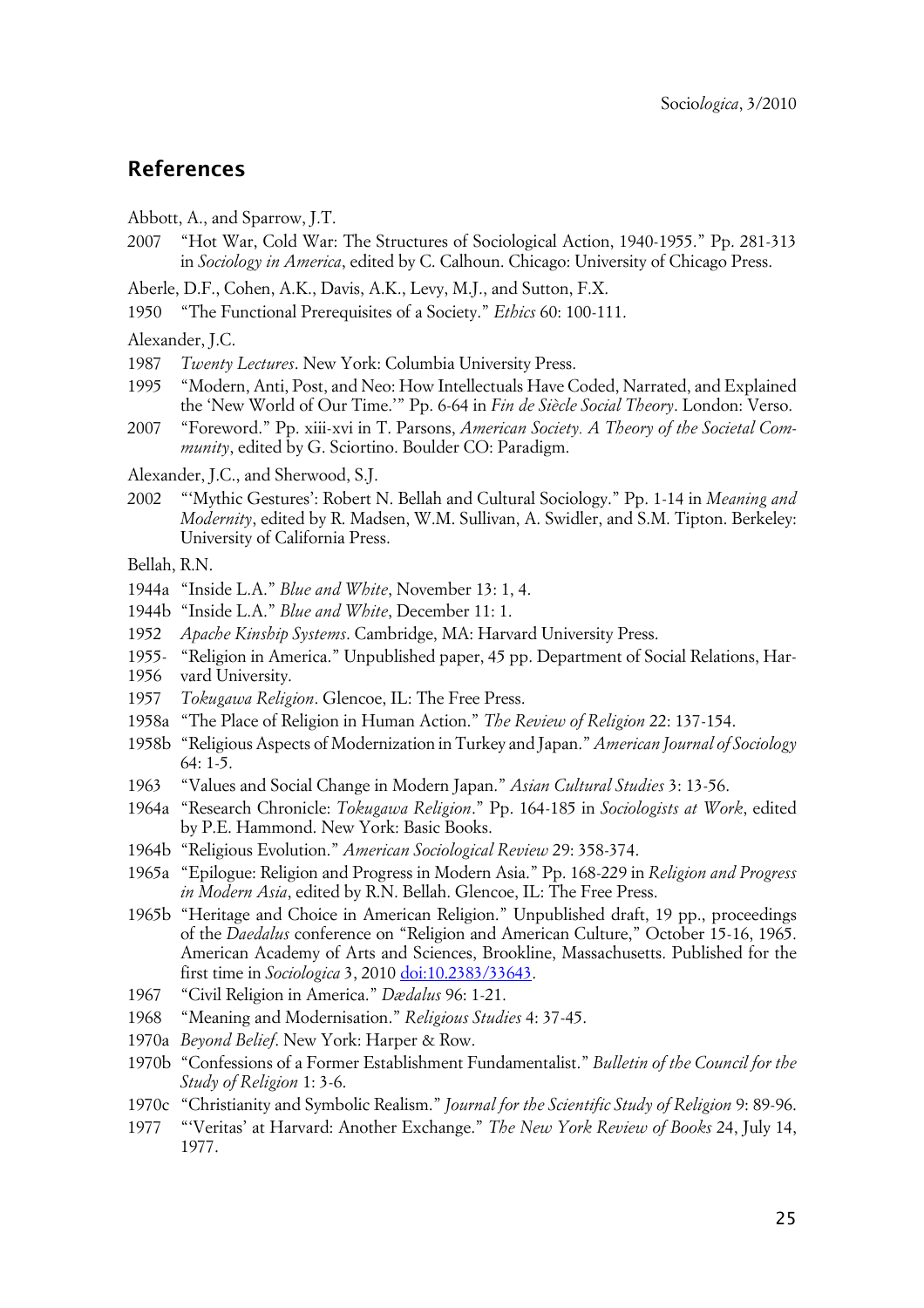## References

Abbott, A., and Sparrow, J.T.

2007 "Hot War, Cold War: The Structures of Sociological Action, 1940-1955." Pp. 281-313 in *Sociology in America*, edited by C. Calhoun. Chicago: University of Chicago Press.

Aberle, D.F., Cohen, A.K., Davis, A.K., Levy, M.J., and Sutton, F.X.

1950 "The Functional Prerequisites of a Society." *Ethics* 60: 100-111.

Alexander, J.C.

1987 *Twenty Lectures*. New York: Columbia University Press.

1995 "Modern, Anti, Post, and Neo: How Intellectuals Have Coded, Narrated, and Explained the 'New World of Our Time.'" Pp. 6-64 in *Fin de Siècle Social Theory*. London: Verso.

2007 "Foreword." Pp. xiii-xvi in T. Parsons, *American Society. A Theory of the Societal Community*, edited by G. Sciortino. Boulder CO: Paradigm.

Alexander, J.C., and Sherwood, S.J.

2002 "'Mythic Gestures': Robert N. Bellah and Cultural Sociology." Pp. 1-14 in *Meaning and Modernity*, edited by R. Madsen, W.M. Sullivan, A. Swidler, and S.M. Tipton. Berkeley: University of California Press.

Bellah, R.N.

1944a "Inside L.A." *Blue and White*, November 13: 1, 4.

1944b "Inside L.A." *Blue and White*, December 11: 1.

1952 *Apache Kinship Systems*. Cambridge, MA: Harvard University Press.

1955-1956 "Religion in America." Unpublished paper, 45 pp. Department of Social Relations, Harvard University.

1957 *Tokugawa Religion*. Glencoe, IL: The Free Press.

1958a "The Place of Religion in Human Action." *The Review of Religion* 22: 137-154.

1958b "Religious Aspects of Modernization in Turkey and Japan." *American Journal of Sociology* 64: 1-5.

1963 "Values and Social Change in Modern Japan." *Asian Cultural Studies* 3: 13-56.

1964a "Research Chronicle: *Tokugawa Religion*." Pp. 164-185 in *Sociologists at Work*, edited by P.E. Hammond. New York: Basic Books.

1964b "Religious Evolution." *American Sociological Review* 29: 358-374.

1965a "Epilogue: Religion and Progress in Modern Asia." Pp. 168-229 in *Religion and Progress in Modern Asia*, edited by R.N. Bellah. Glencoe, IL: The Free Press.

1965b "Heritage and Choice in American Religion." Unpublished draft, 19 pp., proceedings of the *Daedalus* conference on "Religion and American Culture," October 15-16, 1965. American Academy of Arts and Sciences, Brookline, Massachusetts. Published for the first time in *Sociologica* 3, 2010 doi:10.2383/33643.

1967 "Civil Religion in America." *Dædalus* 96: 1-21.

1968 "Meaning and Modernisation." *Religious Studies* 4: 37-45.

1970a *Beyond Belief*. New York: Harper & Row.

1970b "Confessions of a Former Establishment Fundamentalist." *Bulletin of the Council for the Study of Religion* 1: 3-6.

1970c "Christianity and Symbolic Realism." *Journal for the Scientific Study of Religion* 9: 89-96.

1977 "'Veritas' at Harvard: Another Exchange." *The New York Review of Books* 24, July 14, 1977.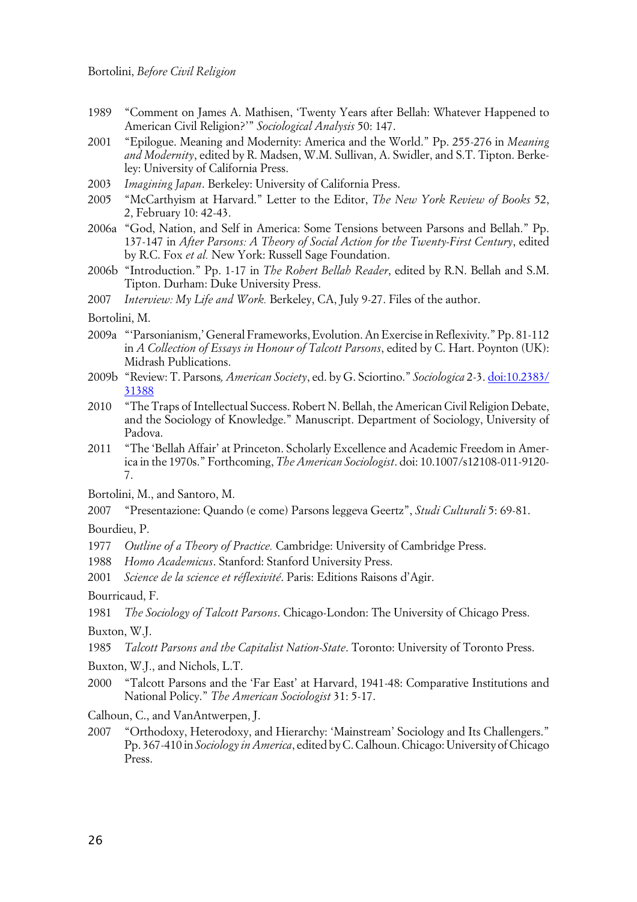1989 "Comment on James A. Mathisen, 'Twenty Years after Bellah: Whatever Happened to American Civil Religion?'" *Sociological Analysis* 50: 147.

2001 "Epilogue. Meaning and Modernity: America and the World." Pp. 255-276 in *Meaning and Modernity*, edited by R. Madsen, W.M. Sullivan, A. Swidler, and S.T. Tipton. Berkeley: University of California Press.

2003 *Imagining Japan*. Berkeley: University of California Press.

2005 "McCarthyism at Harvard." Letter to the Editor, *The New York Review of Books* 52, 2, February 10: 42-43.

2006a "God, Nation, and Self in America: Some Tensions between Parsons and Bellah." Pp. 137-147 in *After Parsons: A Theory of Social Action for the Twenty-First Century*, edited by R.C. Fox *et al.* New York: Russell Sage Foundation.

2006b "Introduction." Pp. 1-17 in *The Robert Bellah Reader*, edited by R.N. Bellah and S.M. Tipton. Durham: Duke University Press.

2007 *Interview: My Life and Work.* Berkeley, CA, July 9-27. Files of the author.

Bortolini, M.

2009a "'Parsonianism,' General Frameworks, Evolution. An Exercise in Reflexivity." Pp. 81-112 in *A Collection of Essays in Honour of Talcott Parsons*, edited by C. Hart. Poynton (UK): Midrash Publications.

2009b "Review: T. Parsons*, American Society*, ed. by G. Sciortino." *Sociologica* 2-3. doi:10.2383/31388

2010 "The Traps of Intellectual Success. Robert N. Bellah, the American Civil Religion Debate, and the Sociology of Knowledge." Manuscript. Department of Sociology, University of Padova.

2011 "The 'Bellah Affair' at Princeton. Scholarly Excellence and Academic Freedom in America in the 1970s." Forthcoming, *The American Sociologist*. doi: 10.1007/s12108-011-9120-7.

Bortolini, M., and Santoro, M.

2007 "Presentazione: Quando (e come) Parsons leggeva Geertz", *Studi Culturali* 5: 69-81.

Bourdieu, P.

1977 *Outline of a Theory of Practice.* Cambridge: University of Cambridge Press.

1988 *Homo Academicus*. Stanford: Stanford University Press.

2001 *Science de la science et réflexivité*. Paris: Editions Raisons d'Agir.

Bourricaud, F.

1981 *The Sociology of Talcott Parsons*. Chicago-London: The University of Chicago Press.

Buxton, W.J.

1985 *Talcott Parsons and the Capitalist Nation-State*. Toronto: University of Toronto Press.

Buxton, W.J., and Nichols, L.T.

2000 "Talcott Parsons and the 'Far East' at Harvard, 1941-48: Comparative Institutions and National Policy." *The American Sociologist* 31: 5-17.

Calhoun, C., and VanAntwerpen, J.

2007 "Orthodoxy, Heterodoxy, and Hierarchy: 'Mainstream' Sociology and Its Challengers." Pp. 367-410 in *Sociology in America*, edited by C. Calhoun. Chicago: University of Chicago Press.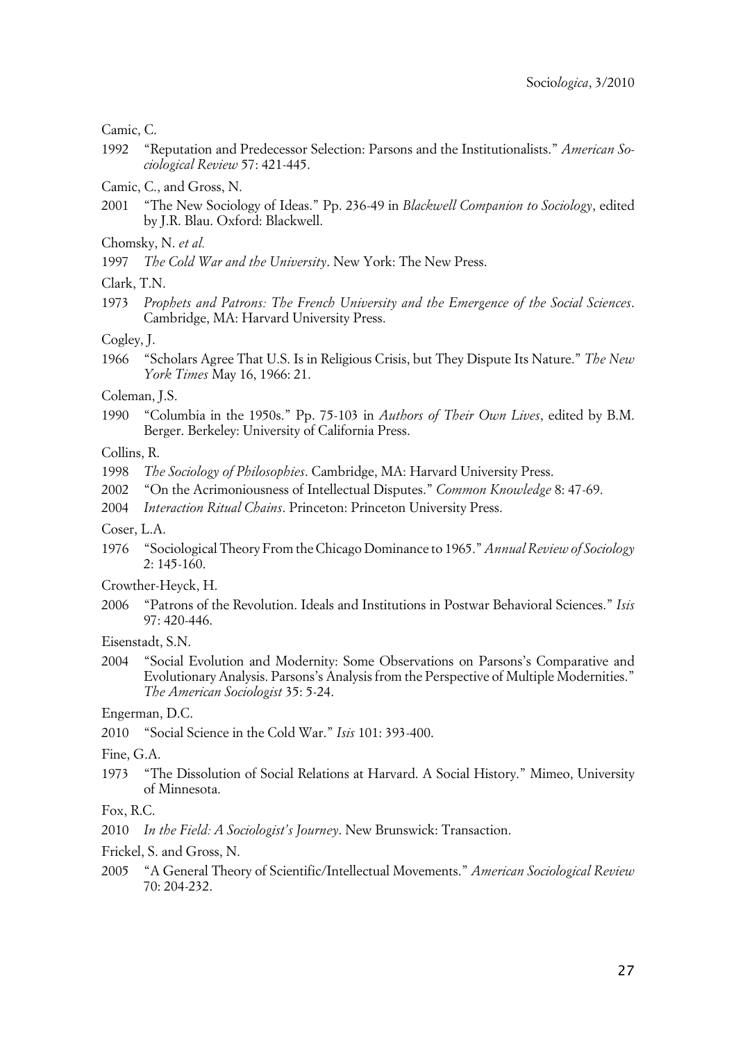Camic, C.

1992 "Reputation and Predecessor Selection: Parsons and the Institutionalists." *American Sociological Review* 57: 421-445.

Camic, C., and Gross, N.

2001 "The New Sociology of Ideas." Pp. 236-49 in *Blackwell Companion to Sociology*, edited by J.R. Blau. Oxford: Blackwell.

Chomsky, N. *et al.*

1997 *The Cold War and the University*. New York: The New Press.

Clark, T.N.

1973 *Prophets and Patrons: The French University and the Emergence of the Social Sciences*. Cambridge, MA: Harvard University Press.

Cogley, J.

1966 "Scholars Agree That U.S. Is in Religious Crisis, but They Dispute Its Nature." *The New York Times* May 16, 1966: 21.

Coleman, J.S.

1990 "Columbia in the 1950s." Pp. 75-103 in *Authors of Their Own Lives*, edited by B.M. Berger. Berkeley: University of California Press.

Collins, R.

1998 *The Sociology of Philosophies*. Cambridge, MA: Harvard University Press.

2002 "On the Acrimoniousness of Intellectual Disputes." *Common Knowledge* 8: 47-69.

2004 *Interaction Ritual Chains*. Princeton: Princeton University Press.

Coser, L.A.

1976 "Sociological Theory From the Chicago Dominance to 1965." *Annual Review of Sociology* 2: 145-160.

Crowther-Heyck, H.

2006 "Patrons of the Revolution. Ideals and Institutions in Postwar Behavioral Sciences." *Isis* 97: 420-446.

Eisenstadt, S.N.

2004 "Social Evolution and Modernity: Some Observations on Parsons's Comparative and Evolutionary Analysis. Parsons's Analysis from the Perspective of Multiple Modernities." *The American Sociologist* 35: 5-24.

Engerman, D.C.

2010 "Social Science in the Cold War." *Isis* 101: 393-400.

Fine, G.A.

1973 "The Dissolution of Social Relations at Harvard. A Social History." Mimeo, University of Minnesota.

Fox, R.C.

2010 *In the Field: A Sociologist's Journey*. New Brunswick: Transaction.

Frickel, S. and Gross, N.

2005 "A General Theory of Scientific/Intellectual Movements." *American Sociological Review* 70: 204-232.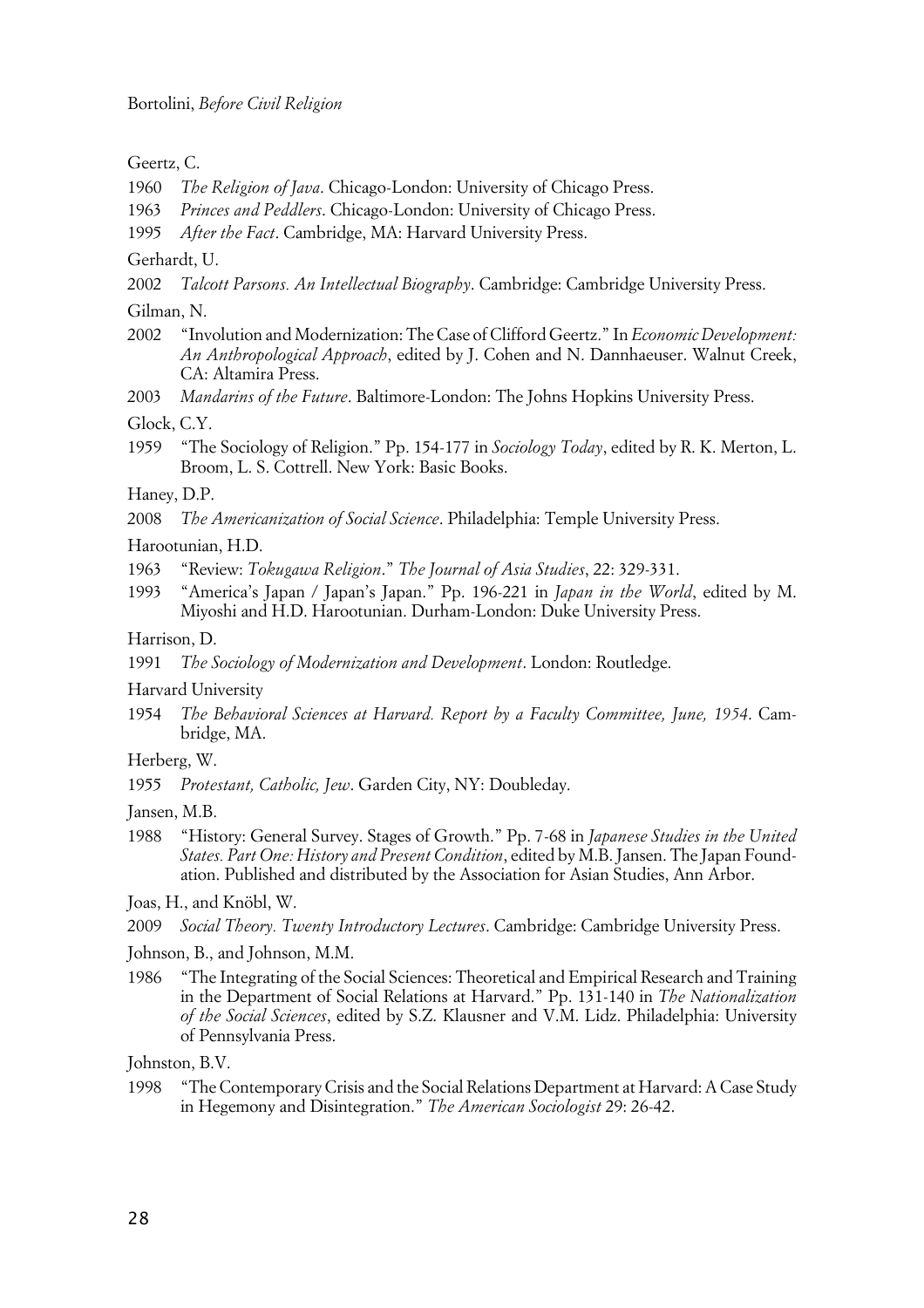Geertz, C.

1960 *The Religion of Java*. Chicago-London: University of Chicago Press.

1963 *Princes and Peddlers*. Chicago-London: University of Chicago Press.

1995 *After the Fact*. Cambridge, MA: Harvard University Press.

Gerhardt, U.

2002 *Talcott Parsons. An Intellectual Biography*. Cambridge: Cambridge University Press.

Gilman, N.

2002 "Involution and Modernization: The Case of Clifford Geertz." In *Economic Development: An Anthropological Approach*, edited by J. Cohen and N. Dannhaeuser. Walnut Creek, CA: Altamira Press.

2003 *Mandarins of the Future*. Baltimore-London: The Johns Hopkins University Press.

Glock, C.Y.

1959 "The Sociology of Religion." Pp. 154-177 in *Sociology Today*, edited by R. K. Merton, L. Broom, L. S. Cottrell. New York: Basic Books.

Haney, D.P.

2008 *The Americanization of Social Science*. Philadelphia: Temple University Press.

Harootunian, H.D.

1963 "Review: *Tokugawa Religion*." *The Journal of Asia Studies*, 22: 329-331.

1993 "America's Japan / Japan's Japan." Pp. 196-221 in *Japan in the World*, edited by M. Miyoshi and H.D. Harootunian. Durham-London: Duke University Press.

Harrison, D.

1991 *The Sociology of Modernization and Development*. London: Routledge.

Harvard University

1954 *The Behavioral Sciences at Harvard. Report by a Faculty Committee, June, 1954*. Cambridge, MA.

Herberg, W.

1955 *Protestant, Catholic, Jew*. Garden City, NY: Doubleday.

Jansen, M.B.

1988 "History: General Survey. Stages of Growth." Pp. 7-68 in *Japanese Studies in the United States. Part One: History and Present Condition*, edited by M.B. Jansen. The Japan Foundation. Published and distributed by the Association for Asian Studies, Ann Arbor.

Joas, H., and Knöbl, W.

2009 *Social Theory. Twenty Introductory Lectures*. Cambridge: Cambridge University Press.

Johnson, B., and Johnson, M.M.

1986 "The Integrating of the Social Sciences: Theoretical and Empirical Research and Training in the Department of Social Relations at Harvard." Pp. 131-140 in *The Nationalization of the Social Sciences*, edited by S.Z. Klausner and V.M. Lidz. Philadelphia: University of Pennsylvania Press.

Johnston, B.V.

1998 "The Contemporary Crisis and the Social Relations Department at Harvard: A Case Study in Hegemony and Disintegration." *The American Sociologist* 29: 26-42.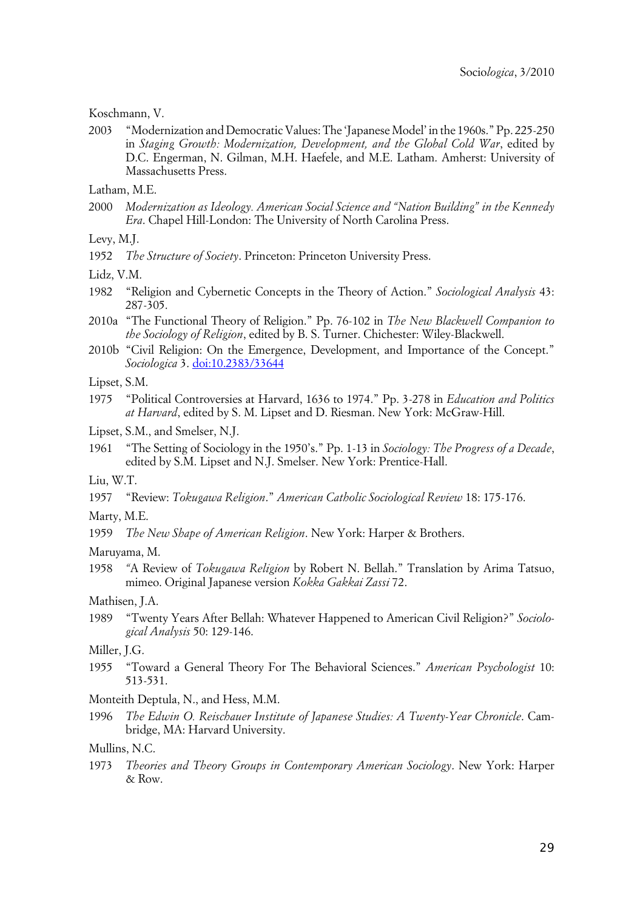Koschmann, V.

2003 "Modernization and Democratic Values: The 'Japanese Model' in the 1960s." Pp. 225-250 in *Staging Growth: Modernization, Development, and the Global Cold War*, edited by D.C. Engerman, N. Gilman, M.H. Haefele, and M.E. Latham. Amherst: University of Massachusetts Press.

Latham, M.E.

2000 *Modernization as Ideology. American Social Science and "Nation Building" in the Kennedy Era*. Chapel Hill-London: The University of North Carolina Press.

Levy, M.J.

1952 *The Structure of Society*. Princeton: Princeton University Press.

Lidz, V.M.

1982 "Religion and Cybernetic Concepts in the Theory of Action." *Sociological Analysis* 43: 287-305.

2010a "The Functional Theory of Religion." Pp. 76-102 in *The New Blackwell Companion to the Sociology of Religion*, edited by B. S. Turner. Chichester: Wiley-Blackwell.

2010b "Civil Religion: On the Emergence, Development, and Importance of the Concept." *Sociologica* 3. doi:10.2383/33644

Lipset, S.M.

1975 "Political Controversies at Harvard, 1636 to 1974." Pp. 3-278 in *Education and Politics at Harvard*, edited by S. M. Lipset and D. Riesman. New York: McGraw-Hill.

Lipset, S.M., and Smelser, N.J.

1961 "The Setting of Sociology in the 1950's." Pp. 1-13 in *Sociology: The Progress of a Decade*, edited by S.M. Lipset and N.J. Smelser. New York: Prentice-Hall.

Liu, W.T.

1957 "Review: *Tokugawa Religion*." *American Catholic Sociological Review* 18: 175-176.

Marty, M.E.

1959 *The New Shape of American Religion*. New York: Harper & Brothers.

Maruyama, M.

1958 "A Review of *Tokugawa Religion* by Robert N. Bellah." Translation by Arima Tatsuo, mimeo. Original Japanese version *Kokka Gakkai Zassi* 72.

Mathisen, J.A.

1989 "Twenty Years After Bellah: Whatever Happened to American Civil Religion?" *Sociological Analysis* 50: 129-146.

Miller, J.G.

1955 "Toward a General Theory For The Behavioral Sciences." *American Psychologist* 10: 513-531.

Monteith Deptula, N., and Hess, M.M.

1996 *The Edwin O. Reischauer Institute of Japanese Studies: A Twenty-Year Chronicle*. Cambridge, MA: Harvard University.

Mullins, N.C.

1973 *Theories and Theory Groups in Contemporary American Sociology*. New York: Harper & Row.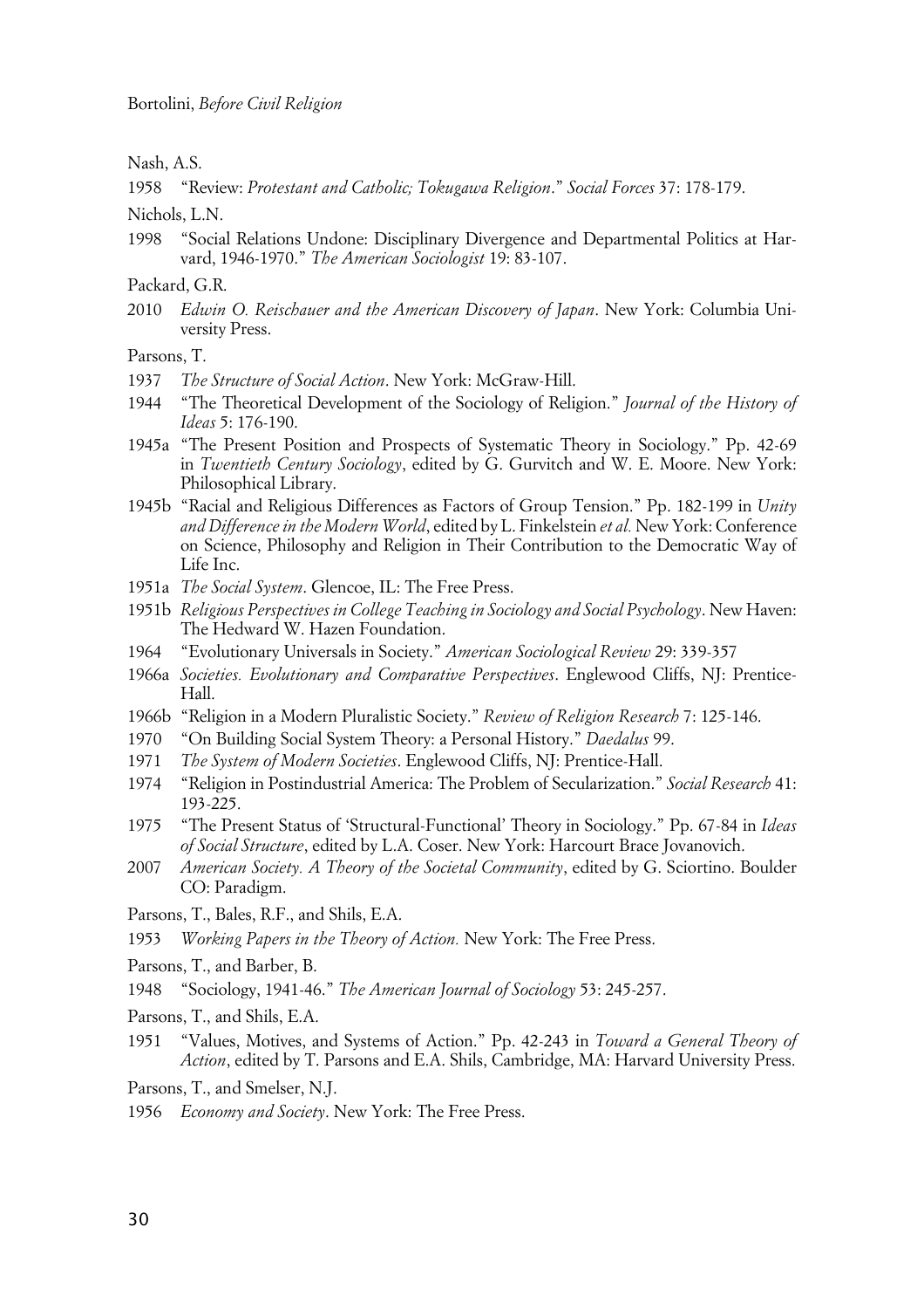Nash, A.S.

1958 "Review: *Protestant and Catholic; Tokugawa Religion*." *Social Forces* 37: 178-179.

Nichols, L.N.

1998 "Social Relations Undone: Disciplinary Divergence and Departmental Politics at Harvard, 1946-1970." *The American Sociologist* 19: 83-107.

Packard, G.R.

2010 *Edwin O. Reischauer and the American Discovery of Japan*. New York: Columbia University Press.

Parsons, T.

1937 *The Structure of Social Action*. New York: McGraw-Hill.

1944 "The Theoretical Development of the Sociology of Religion." *Journal of the History of Ideas* 5: 176-190.

1945a "The Present Position and Prospects of Systematic Theory in Sociology." Pp. 42-69 in *Twentieth Century Sociology*, edited by G. Gurvitch and W. E. Moore. New York: Philosophical Library.

1945b "Racial and Religious Differences as Factors of Group Tension." Pp. 182-199 in *Unity and Difference in the Modern World*, edited by L. Finkelstein *et al.* New York: Conference on Science, Philosophy and Religion in Their Contribution to the Democratic Way of Life Inc.

1951a *The Social System*. Glencoe, IL: The Free Press.

1951b *Religious Perspectives in College Teaching in Sociology and Social Psychology*. New Haven: The Hedward W. Hazen Foundation.

1964 "Evolutionary Universals in Society." *American Sociological Review* 29: 339-357

1966a *Societies. Evolutionary and Comparative Perspectives*. Englewood Cliffs, NJ: Prentice-Hall.

1966b "Religion in a Modern Pluralistic Society." *Review of Religion Research* 7: 125-146.

1970 "On Building Social System Theory: a Personal History." *Daedalus* 99.

1971 *The System of Modern Societies*. Englewood Cliffs, NJ: Prentice-Hall.

1974 "Religion in Postindustrial America: The Problem of Secularization." *Social Research* 41: 193-225.

1975 "The Present Status of 'Structural-Functional' Theory in Sociology." Pp. 67-84 in *Ideas of Social Structure*, edited by L.A. Coser. New York: Harcourt Brace Jovanovich.

2007 *American Society. A Theory of the Societal Community*, edited by G. Sciortino. Boulder CO: Paradigm.

Parsons, T., Bales, R.F., and Shils, E.A.

1953 *Working Papers in the Theory of Action.* New York: The Free Press.

Parsons, T., and Barber, B.

1948 "Sociology, 1941-46." *The American Journal of Sociology* 53: 245-257.

Parsons, T., and Shils, E.A.

1951 "Values, Motives, and Systems of Action." Pp. 42-243 in *Toward a General Theory of Action*, edited by T. Parsons and E.A. Shils, Cambridge, MA: Harvard University Press.

Parsons, T., and Smelser, N.J.

1956 *Economy and Society*. New York: The Free Press.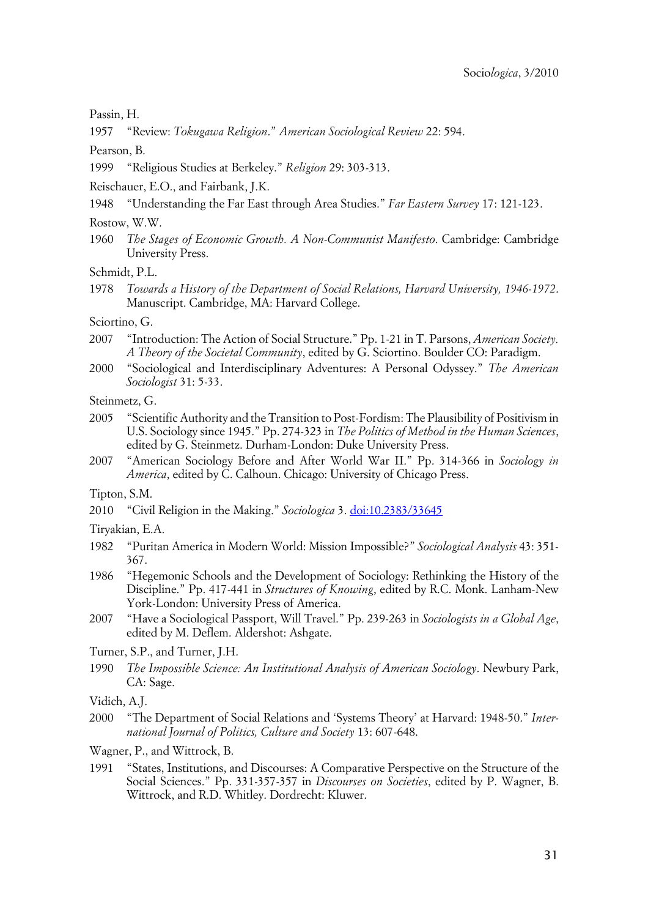Passin, H.

1957 "Review: *Tokugawa Religion*." *American Sociological Review* 22: 594.

Pearson, B.

1999 "Religious Studies at Berkeley." *Religion* 29: 303-313.

Reischauer, E.O., and Fairbank, J.K.

1948 "Understanding the Far East through Area Studies." *Far Eastern Survey* 17: 121-123.

Rostow, W.W.

1960 *The Stages of Economic Growth. A Non-Communist Manifesto*. Cambridge: Cambridge University Press.

Schmidt, P.L.

1978 *Towards a History of the Department of Social Relations, Harvard University, 1946-1972*. Manuscript. Cambridge, MA: Harvard College.

Sciortino, G.

2007 "Introduction: The Action of Social Structure." Pp. 1-21 in T. Parsons, *American Society. A Theory of the Societal Community*, edited by G. Sciortino. Boulder CO: Paradigm.

2000 "Sociological and Interdisciplinary Adventures: A Personal Odyssey." *The American Sociologist* 31: 5-33.

Steinmetz, G.

2005 "Scientific Authority and the Transition to Post-Fordism: The Plausibility of Positivism in U.S. Sociology since 1945." Pp. 274-323 in *The Politics of Method in the Human Sciences*, edited by G. Steinmetz. Durham-London: Duke University Press.

2007 "American Sociology Before and After World War II." Pp. 314-366 in *Sociology in America*, edited by C. Calhoun. Chicago: University of Chicago Press.

Tipton, S.M.

2010 "Civil Religion in the Making." *Sociologica* 3. doi:10.2383/33645

Tiryakian, E.A.

1982 "Puritan America in Modern World: Mission Impossible?" *Sociological Analysis* 43: 351-367.

1986 "Hegemonic Schools and the Development of Sociology: Rethinking the History of the Discipline." Pp. 417-441 in *Structures of Knowing*, edited by R.C. Monk. Lanham-New York-London: University Press of America.

2007 "Have a Sociological Passport, Will Travel." Pp. 239-263 in *Sociologists in a Global Age*, edited by M. Deflem. Aldershot: Ashgate.

Turner, S.P., and Turner, J.H.

1990 *The Impossible Science: An Institutional Analysis of American Sociology*. Newbury Park, CA: Sage.

Vidich, A.J.

2000 "The Department of Social Relations and 'Systems Theory' at Harvard: 1948-50." *International Journal of Politics, Culture and Society* 13: 607-648.

Wagner, P., and Wittrock, B.

1991 "States, Institutions, and Discourses: A Comparative Perspective on the Structure of the Social Sciences." Pp. 331-357-357 in *Discourses on Societies*, edited by P. Wagner, B. Wittrock, and R.D. Whitley. Dordrecht: Kluwer.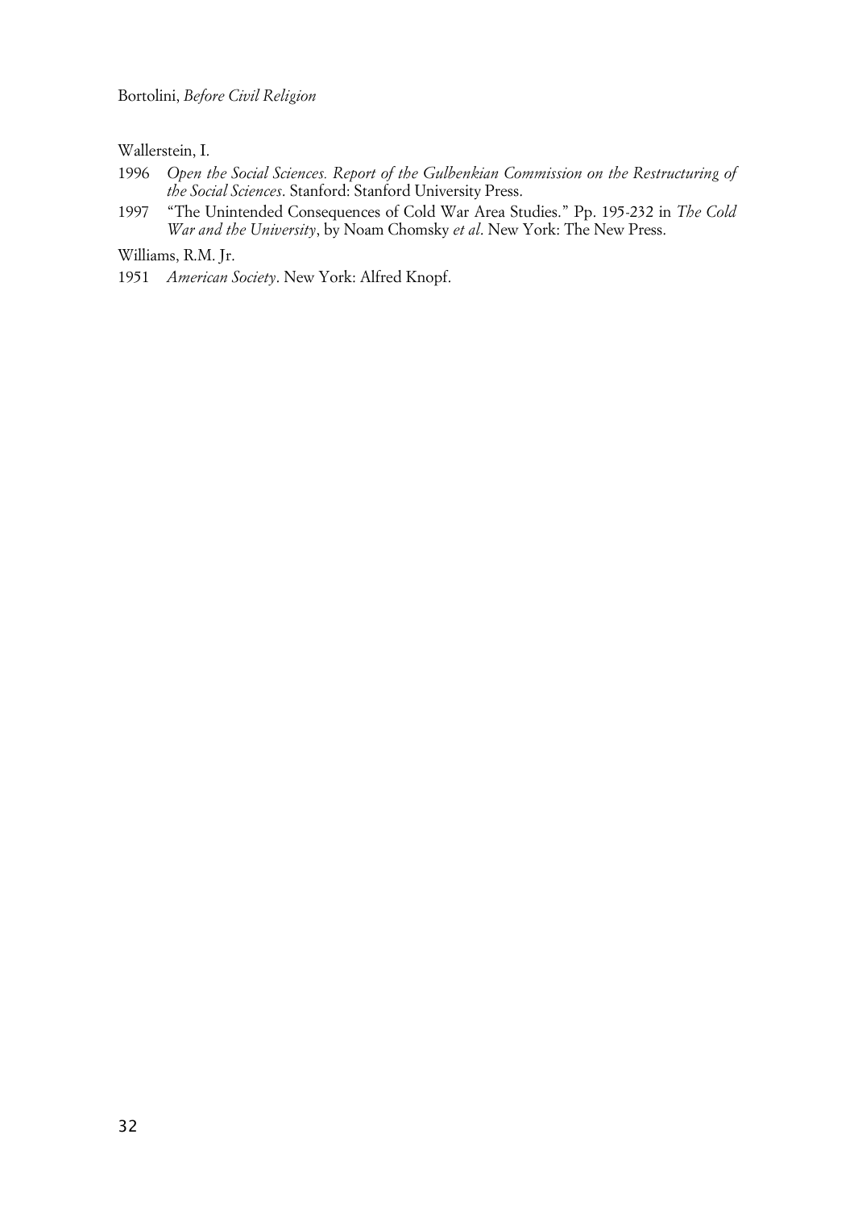Wallerstein, I.

1996 *Open the Social Sciences. Report of the Gulbenkian Commission on the Restructuring of the Social Sciences*. Stanford: Stanford University Press.

1997 "The Unintended Consequences of Cold War Area Studies." Pp. 195-232 in *The Cold War and the University*, by Noam Chomsky *et al*. New York: The New Press.

Williams, R.M. Jr.

1951 *American Society*. New York: Alfred Knopf.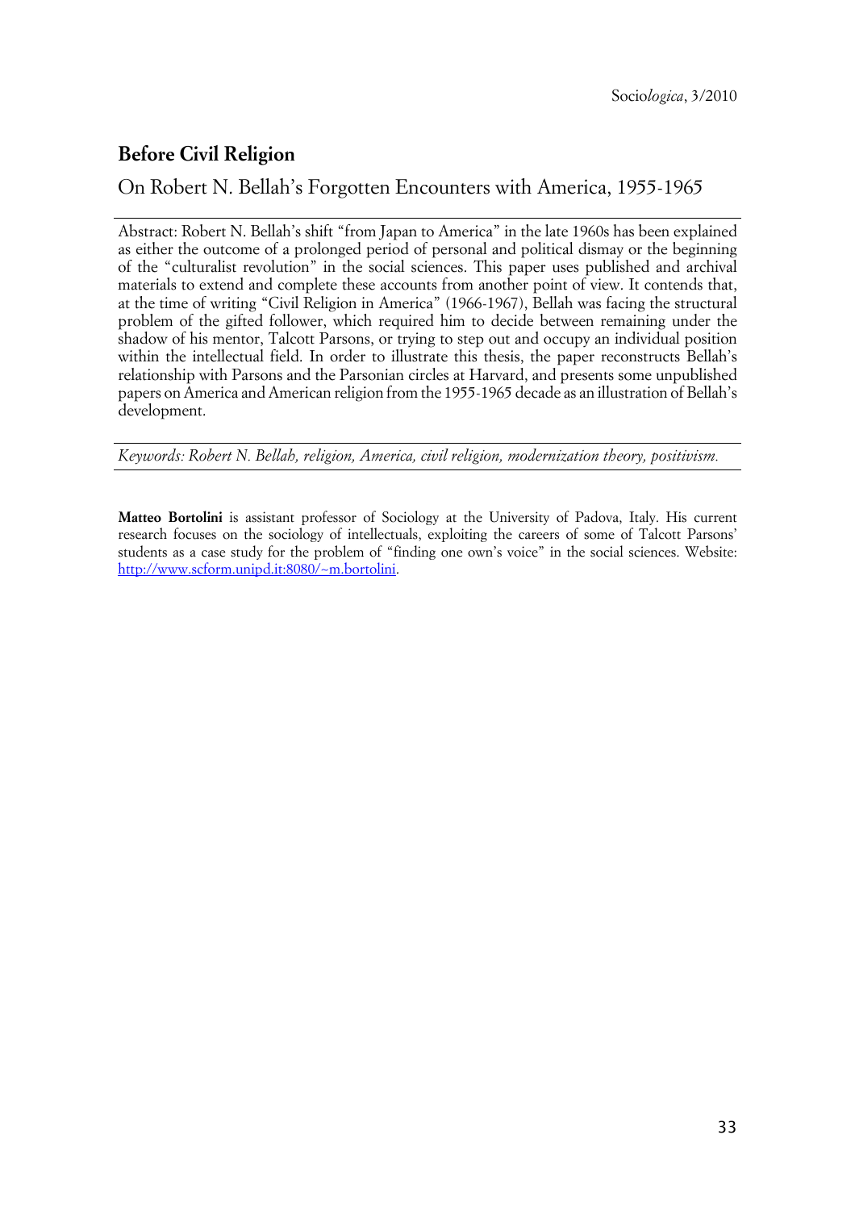## Before Civil Religion

On Robert N. Bellah's Forgotten Encounters with America, 1955-1965

Abstract: Robert N. Bellah's shift "from Japan to America" in the late 1960s has been explained as either the outcome of a prolonged period of personal and political dismay or the beginning of the "culturalist revolution" in the social sciences. This paper uses published and archival materials to extend and complete these accounts from another point of view. It contends that, at the time of writing "Civil Religion in America" (1966-1967), Bellah was facing the structural problem of the gifted follower, which required him to decide between remaining under the shadow of his mentor, Talcott Parsons, or trying to step out and occupy an individual position within the intellectual field. In order to illustrate this thesis, the paper reconstructs Bellah's relationship with Parsons and the Parsonian circles at Harvard, and presents some unpublished papers on America and American religion from the 1955-1965 decade as an illustration of Bellah's development.

*Keywords: Robert N. Bellah, religion, America, civil religion, modernization theory, positivism.*

**Matteo Bortolini** is assistant professor of Sociology at the University of Padova, Italy. His current research focuses on the sociology of intellectuals, exploiting the careers of some of Talcott Parsons' students as a case study for the problem of "finding one own's voice" in the social sciences. Website: http://www.scform.unipd.it:8080/~m.bortolini.